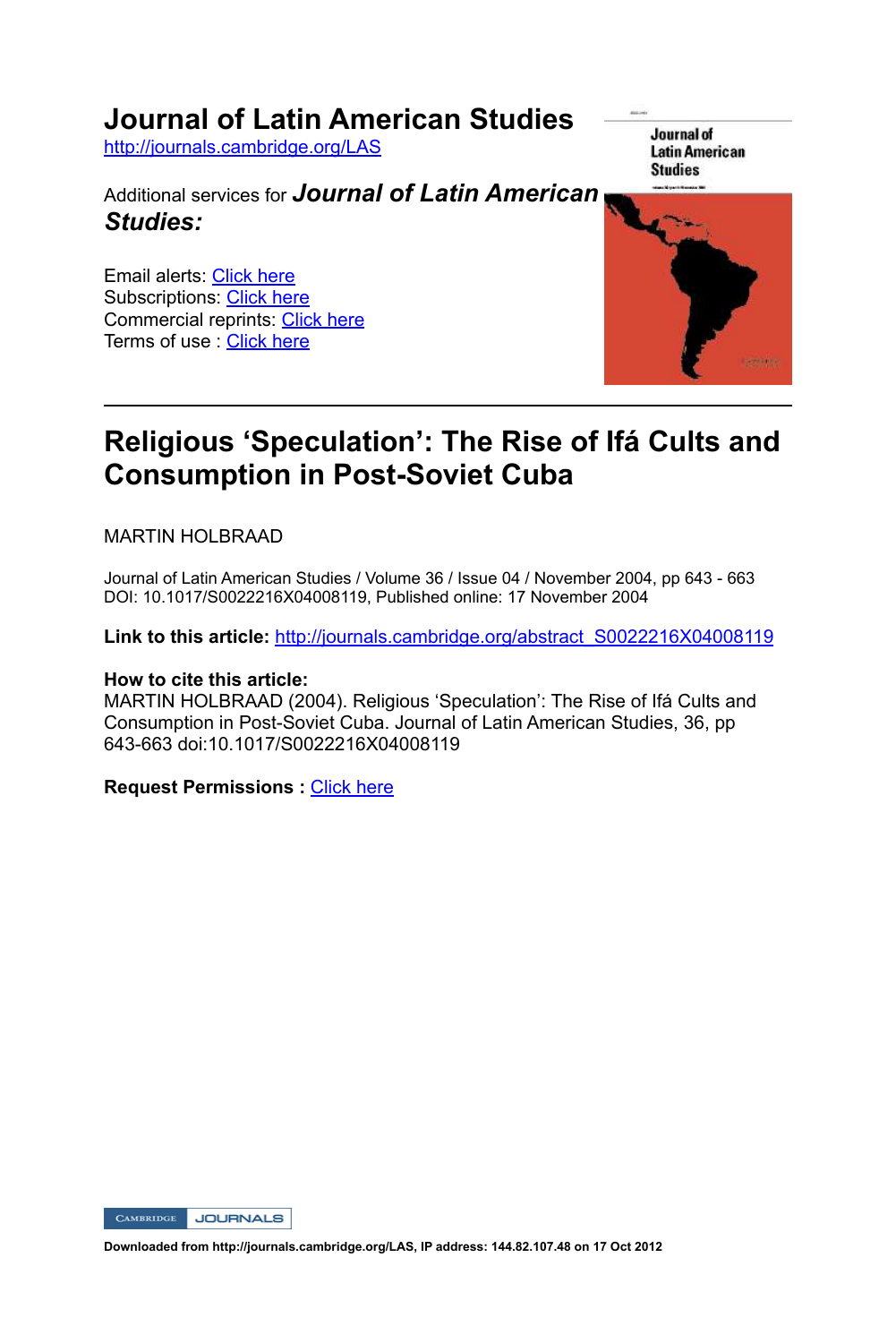# Journal of Latin American Studies

http://journals.cambridge.org/LAS

Additional services for ***Journal of Latin American Studies:***

Email alerts: Click here
Subscriptions: Click here
Commercial reprints: Click here
Terms of use : Click here

---

## Religious 'Speculation': The Rise of Ifá Cults and Consumption in Post-Soviet Cuba

MARTIN HOLBRAAD

Journal of Latin American Studies / Volume 36 / Issue 04 / November 2004, pp 643 - 663
DOI: 10.1017/S0022216X04008119, Published online: 17 November 2004

**Link to this article:** http://journals.cambridge.org/abstract_S0022216X04008119

**How to cite this article:**
MARTIN HOLBRAAD (2004). Religious 'Speculation': The Rise of Ifá Cults and Consumption in Post-Soviet Cuba. Journal of Latin American Studies, 36, pp 643-663 doi:10.1017/S0022216X04008119

**Request Permissions :** Click here

CAMBRIDGE JOURNALS

**Downloaded from http://journals.cambridge.org/LAS, IP address: 144.82.107.48 on 17 Oct 2012**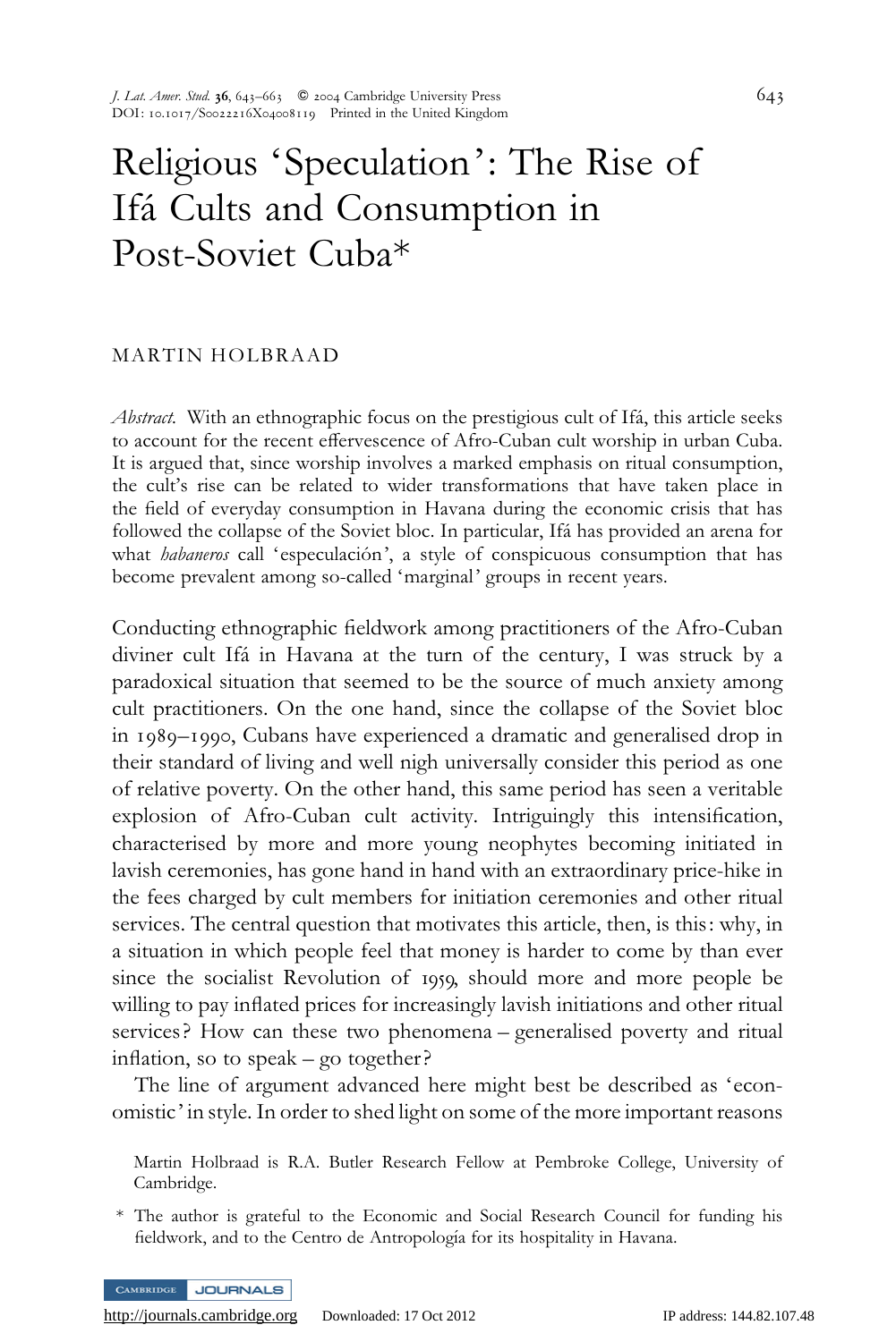# Religious 'Speculation': The Rise of Ifá Cults and Consumption in Post-Soviet Cuba*

MARTIN HOLBRAAD

*Abstract.* With an ethnographic focus on the prestigious cult of Ifá, this article seeks to account for the recent effervescence of Afro-Cuban cult worship in urban Cuba. It is argued that, since worship involves a marked emphasis on ritual consumption, the cult's rise can be related to wider transformations that have taken place in the field of everyday consumption in Havana during the economic crisis that has followed the collapse of the Soviet bloc. In particular, Ifá has provided an arena for what *habaneros* call 'especulación', a style of conspicuous consumption that has become prevalent among so-called 'marginal' groups in recent years.

Conducting ethnographic fieldwork among practitioners of the Afro-Cuban diviner cult Ifá in Havana at the turn of the century, I was struck by a paradoxical situation that seemed to be the source of much anxiety among cult practitioners. On the one hand, since the collapse of the Soviet bloc in 1989–1990, Cubans have experienced a dramatic and generalised drop in their standard of living and well nigh universally consider this period as one of relative poverty. On the other hand, this same period has seen a veritable explosion of Afro-Cuban cult activity. Intriguingly this intensification, characterised by more and more young neophytes becoming initiated in lavish ceremonies, has gone hand in hand with an extraordinary price-hike in the fees charged by cult members for initiation ceremonies and other ritual services. The central question that motivates this article, then, is this: why, in a situation in which people feel that money is harder to come by than ever since the socialist Revolution of 1959, should more and more people be willing to pay inflated prices for increasingly lavish initiations and other ritual services? How can these two phenomena – generalised poverty and ritual inflation, so to speak – go together?

The line of argument advanced here might best be described as 'economistic' in style. In order to shed light on some of the more important reasons

Martin Holbraad is R.A. Butler Research Fellow at Pembroke College, University of Cambridge.

\* The author is grateful to the Economic and Social Research Council for funding his fieldwork, and to the Centro de Antropología for its hospitality in Havana.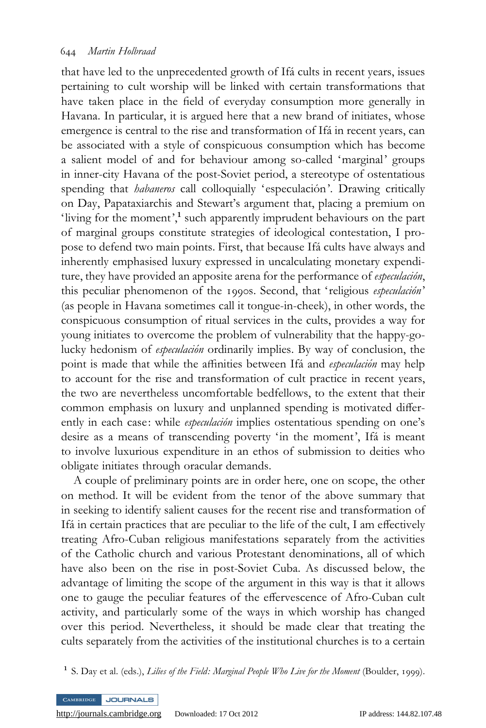that have led to the unprecedented growth of Ifá cults in recent years, issues pertaining to cult worship will be linked with certain transformations that have taken place in the field of everyday consumption more generally in Havana. In particular, it is argued here that a new brand of initiates, whose emergence is central to the rise and transformation of Ifá in recent years, can be associated with a style of conspicuous consumption which has become a salient model of and for behaviour among so-called 'marginal' groups in inner-city Havana of the post-Soviet period, a stereotype of ostentatious spending that *habaneros* call colloquially 'especulación'. Drawing critically on Day, Papataxiarchis and Stewart's argument that, placing a premium on 'living for the moment',[1] such apparently imprudent behaviours on the part of marginal groups constitute strategies of ideological contestation, I propose to defend two main points. First, that because Ifá cults have always and inherently emphasised luxury expressed in uncalculating monetary expenditure, they have provided an apposite arena for the performance of *especulación*, this peculiar phenomenon of the 1990s. Second, that 'religious *especulación*' (as people in Havana sometimes call it tongue-in-cheek), in other words, the conspicuous consumption of ritual services in the cults, provides a way for young initiates to overcome the problem of vulnerability that the happy-go-lucky hedonism of *especulación* ordinarily implies. By way of conclusion, the point is made that while the affinities between Ifá and *especulación* may help to account for the rise and transformation of cult practice in recent years, the two are nevertheless uncomfortable bedfellows, to the extent that their common emphasis on luxury and unplanned spending is motivated differently in each case: while *especulación* implies ostentatious spending on one's desire as a means of transcending poverty 'in the moment', Ifá is meant to involve luxurious expenditure in an ethos of submission to deities who obligate initiates through oracular demands.

A couple of preliminary points are in order here, one on scope, the other on method. It will be evident from the tenor of the above summary that in seeking to identify salient causes for the recent rise and transformation of Ifá in certain practices that are peculiar to the life of the cult, I am effectively treating Afro-Cuban religious manifestations separately from the activities of the Catholic church and various Protestant denominations, all of which have also been on the rise in post-Soviet Cuba. As discussed below, the advantage of limiting the scope of the argument in this way is that it allows one to gauge the peculiar features of the effervescence of Afro-Cuban cult activity, and particularly some of the ways in which worship has changed over this period. Nevertheless, it should be made clear that treating the cults separately from the activities of the institutional churches is to a certain

[1] S. Day et al. (eds.), *Lilies of the Field: Marginal People Who Live for the Moment* (Boulder, 1999).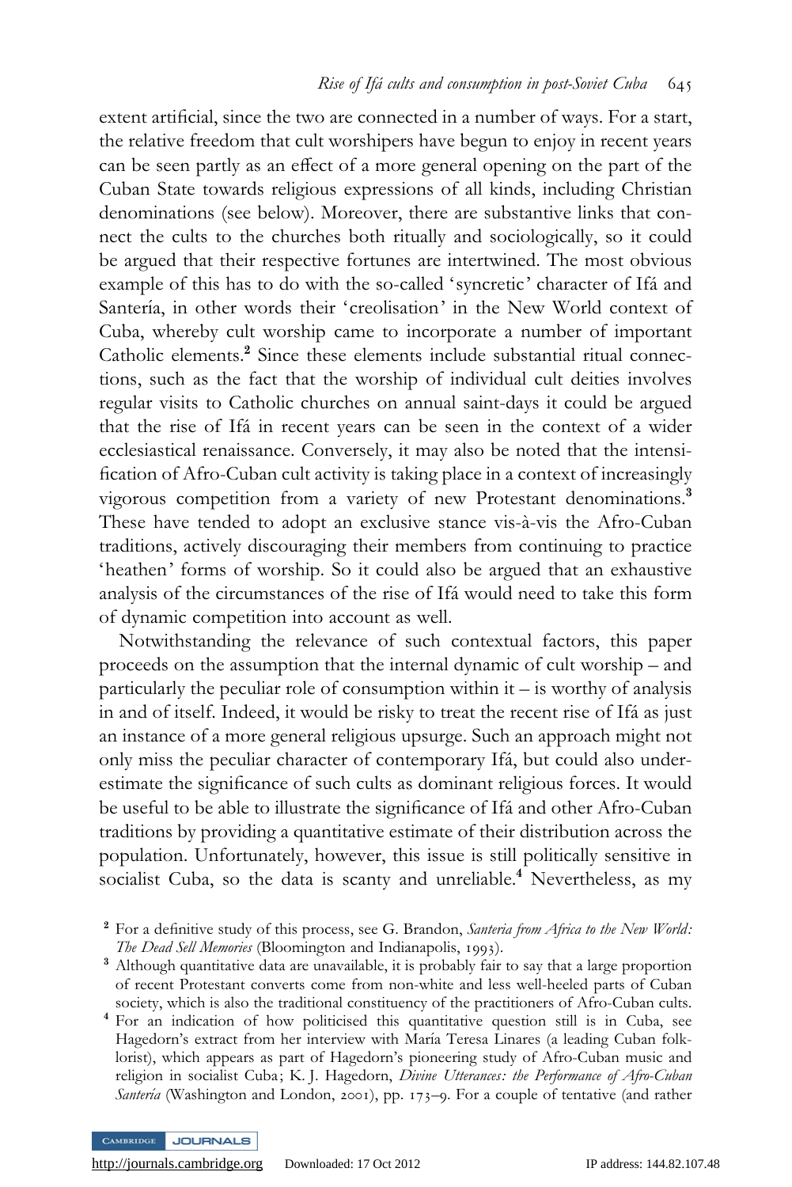extent artificial, since the two are connected in a number of ways. For a start, the relative freedom that cult worshipers have begun to enjoy in recent years can be seen partly as an effect of a more general opening on the part of the Cuban State towards religious expressions of all kinds, including Christian denominations (see below). Moreover, there are substantive links that connect the cults to the churches both ritually and sociologically, so it could be argued that their respective fortunes are intertwined. The most obvious example of this has to do with the so-called 'syncretic' character of Ifá and Santería, in other words their 'creolisation' in the New World context of Cuba, whereby cult worship came to incorporate a number of important Catholic elements.[2] Since these elements include substantial ritual connections, such as the fact that the worship of individual cult deities involves regular visits to Catholic churches on annual saint-days it could be argued that the rise of Ifá in recent years can be seen in the context of a wider ecclesiastical renaissance. Conversely, it may also be noted that the intensification of Afro-Cuban cult activity is taking place in a context of increasingly vigorous competition from a variety of new Protestant denominations.[3] These have tended to adopt an exclusive stance vis-à-vis the Afro-Cuban traditions, actively discouraging their members from continuing to practice 'heathen' forms of worship. So it could also be argued that an exhaustive analysis of the circumstances of the rise of Ifá would need to take this form of dynamic competition into account as well.

Notwithstanding the relevance of such contextual factors, this paper proceeds on the assumption that the internal dynamic of cult worship – and particularly the peculiar role of consumption within it – is worthy of analysis in and of itself. Indeed, it would be risky to treat the recent rise of Ifá as just an instance of a more general religious upsurge. Such an approach might not only miss the peculiar character of contemporary Ifá, but could also underestimate the significance of such cults as dominant religious forces. It would be useful to be able to illustrate the significance of Ifá and other Afro-Cuban traditions by providing a quantitative estimate of their distribution across the population. Unfortunately, however, this issue is still politically sensitive in socialist Cuba, so the data is scanty and unreliable.[4] Nevertheless, as my

[2] For a definitive study of this process, see G. Brandon, *Santeria from Africa to the New World: The Dead Sell Memories* (Bloomington and Indianapolis, 1993).

[3] Although quantitative data are unavailable, it is probably fair to say that a large proportion of recent Protestant converts come from non-white and less well-heeled parts of Cuban society, which is also the traditional constituency of the practitioners of Afro-Cuban cults.

[4] For an indication of how politicised this quantitative question still is in Cuba, see Hagedorn's extract from her interview with María Teresa Linares (a leading Cuban folklorist), which appears as part of Hagedorn's pioneering study of Afro-Cuban music and religion in socialist Cuba; K. J. Hagedorn, *Divine Utterances: the Performance of Afro-Cuban Santería* (Washington and London, 2001), pp. 173–9. For a couple of tentative (and rather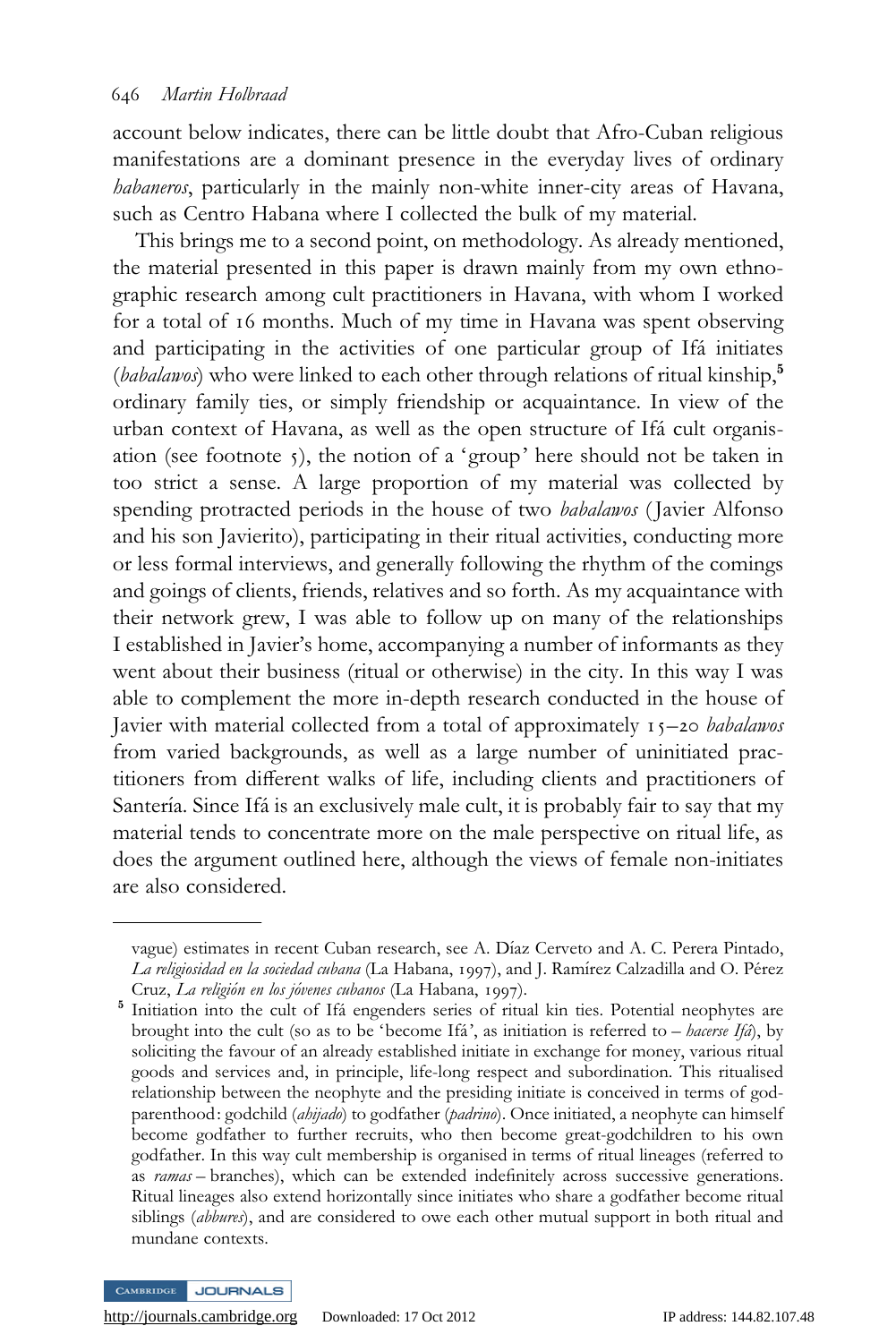account below indicates, there can be little doubt that Afro-Cuban religious manifestations are a dominant presence in the everyday lives of ordinary *habaneros*, particularly in the mainly non-white inner-city areas of Havana, such as Centro Habana where I collected the bulk of my material.

This brings me to a second point, on methodology. As already mentioned, the material presented in this paper is drawn mainly from my own ethnographic research among cult practitioners in Havana, with whom I worked for a total of 16 months. Much of my time in Havana was spent observing and participating in the activities of one particular group of Ifá initiates (*babalawos*) who were linked to each other through relations of ritual kinship,[5] ordinary family ties, or simply friendship or acquaintance. In view of the urban context of Havana, as well as the open structure of Ifá cult organisation (see footnote 5), the notion of a 'group' here should not be taken in too strict a sense. A large proportion of my material was collected by spending protracted periods in the house of two *babalawos* (Javier Alfonso and his son Javierito), participating in their ritual activities, conducting more or less formal interviews, and generally following the rhythm of the comings and goings of clients, friends, relatives and so forth. As my acquaintance with their network grew, I was able to follow up on many of the relationships I established in Javier's home, accompanying a number of informants as they went about their business (ritual or otherwise) in the city. In this way I was able to complement the more in-depth research conducted in the house of Javier with material collected from a total of approximately 15–20 *babalawos* from varied backgrounds, as well as a large number of uninitiated practitioners from different walks of life, including clients and practitioners of Santería. Since Ifá is an exclusively male cult, it is probably fair to say that my material tends to concentrate more on the male perspective on ritual life, as does the argument outlined here, although the views of female non-initiates are also considered.

---

vague) estimates in recent Cuban research, see A. Díaz Cerveto and A. C. Perera Pintado, *La religiosidad en la sociedad cubana* (La Habana, 1997), and J. Ramírez Calzadilla and O. Pérez Cruz, *La religión en los jóvenes cubanos* (La Habana, 1997).

[5] Initiation into the cult of Ifá engenders series of ritual kin ties. Potential neophytes are brought into the cult (so as to be 'become Ifá', as initiation is referred to – *hacerse Ifá*), by soliciting the favour of an already established initiate in exchange for money, various ritual goods and services and, in principle, life-long respect and subordination. This ritualised relationship between the neophyte and the presiding initiate is conceived in terms of godparenthood: godchild (*ahijado*) to godfather (*padrino*). Once initiated, a neophyte can himself become godfather to further recruits, who then become great-godchildren to his own godfather. In this way cult membership is organised in terms of ritual lineages (referred to as *ramas* – branches), which can be extended indefinitely across successive generations. Ritual lineages also extend horizontally since initiates who share a godfather become ritual siblings (*abbures*), and are considered to owe each other mutual support in both ritual and mundane contexts.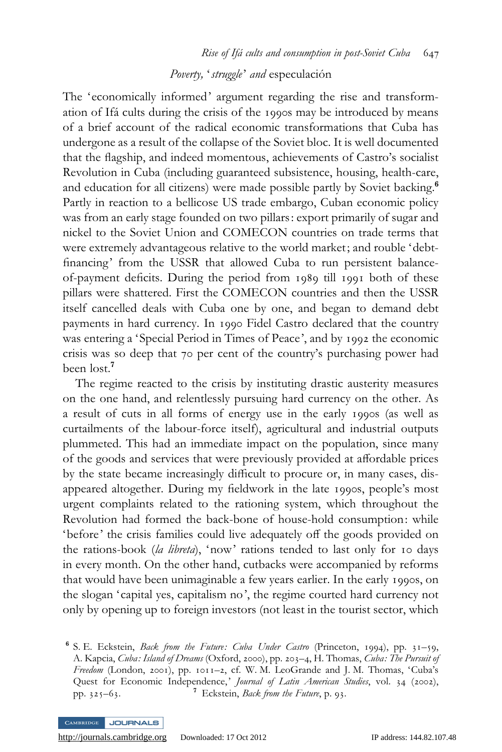## *Poverty, 'struggle' and* especulación

The 'economically informed' argument regarding the rise and transformation of Ifá cults during the crisis of the 1990s may be introduced by means of a brief account of the radical economic transformations that Cuba has undergone as a result of the collapse of the Soviet bloc. It is well documented that the flagship, and indeed momentous, achievements of Castro's socialist Revolution in Cuba (including guaranteed subsistence, housing, health-care, and education for all citizens) were made possible partly by Soviet backing.[6] Partly in reaction to a bellicose US trade embargo, Cuban economic policy was from an early stage founded on two pillars: export primarily of sugar and nickel to the Soviet Union and COMECON countries on trade terms that were extremely advantageous relative to the world market; and rouble 'debt-financing' from the USSR that allowed Cuba to run persistent balance-of-payment deficits. During the period from 1989 till 1991 both of these pillars were shattered. First the COMECON countries and then the USSR itself cancelled deals with Cuba one by one, and began to demand debt payments in hard currency. In 1990 Fidel Castro declared that the country was entering a 'Special Period in Times of Peace', and by 1992 the economic crisis was so deep that 70 per cent of the country's purchasing power had been lost.[7]

The regime reacted to the crisis by instituting drastic austerity measures on the one hand, and relentlessly pursuing hard currency on the other. As a result of cuts in all forms of energy use in the early 1990s (as well as curtailments of the labour-force itself), agricultural and industrial outputs plummeted. This had an immediate impact on the population, since many of the goods and services that were previously provided at affordable prices by the state became increasingly difficult to procure or, in many cases, disappeared altogether. During my fieldwork in the late 1990s, people's most urgent complaints related to the rationing system, which throughout the Revolution had formed the back-bone of house-hold consumption: while 'before' the crisis families could live adequately off the goods provided on the rations-book (*la libreta*), 'now' rations tended to last only for 10 days in every month. On the other hand, cutbacks were accompanied by reforms that would have been unimaginable a few years earlier. In the early 1990s, on the slogan 'capital yes, capitalism no', the regime courted hard currency not only by opening up to foreign investors (not least in the tourist sector, which

---

[6] S. E. Eckstein, *Back from the Future: Cuba Under Castro* (Princeton, 1994), pp. 31–59, A. Kapcia, *Cuba: Island of Dreams* (Oxford, 2000), pp. 203–4, H. Thomas, *Cuba: The Pursuit of Freedom* (London, 2001), pp. 1011–2, cf. W. M. LeoGrande and J. M. Thomas, 'Cuba's Quest for Economic Independence,' *Journal of Latin American Studies*, vol. 34 (2002), pp. 325–63.

[7] Eckstein, *Back from the Future*, p. 93.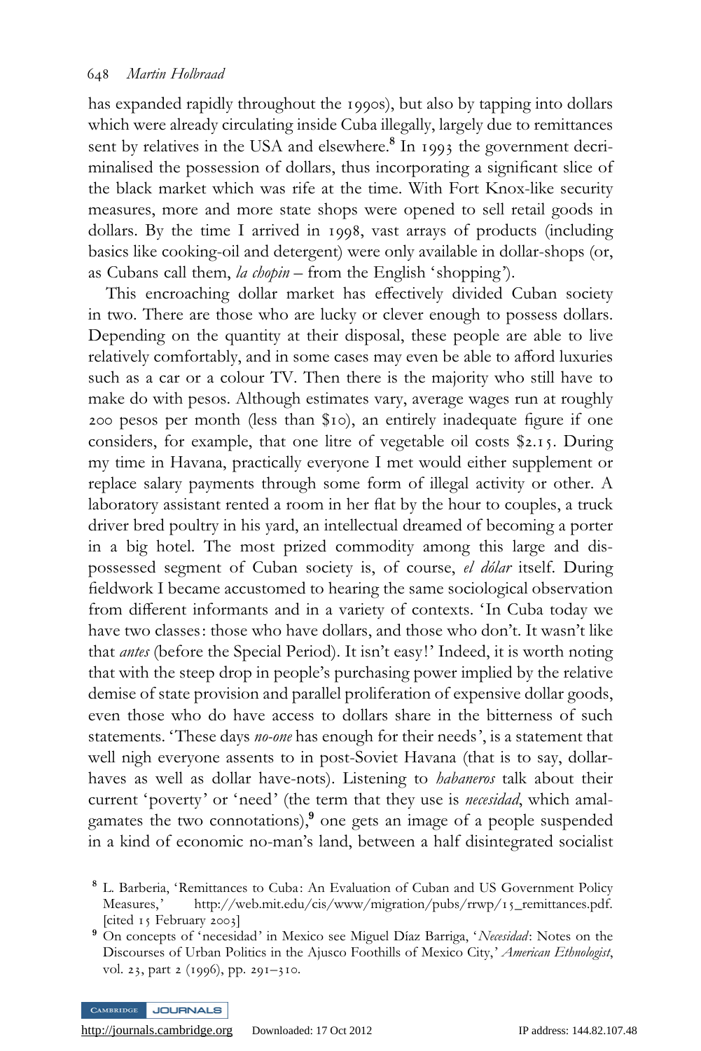has expanded rapidly throughout the 1990s), but also by tapping into dollars which were already circulating inside Cuba illegally, largely due to remittances sent by relatives in the USA and elsewhere.[8] In 1993 the government decriminalised the possession of dollars, thus incorporating a significant slice of the black market which was rife at the time. With Fort Knox-like security measures, more and more state shops were opened to sell retail goods in dollars. By the time I arrived in 1998, vast arrays of products (including basics like cooking-oil and detergent) were only available in dollar-shops (or, as Cubans call them, *la chopin* – from the English 'shopping').

This encroaching dollar market has effectively divided Cuban society in two. There are those who are lucky or clever enough to possess dollars. Depending on the quantity at their disposal, these people are able to live relatively comfortably, and in some cases may even be able to afford luxuries such as a car or a colour TV. Then there is the majority who still have to make do with pesos. Although estimates vary, average wages run at roughly 200 pesos per month (less than $10), an entirely inadequate figure if one considers, for example, that one litre of vegetable oil costs $2.15. During my time in Havana, practically everyone I met would either supplement or replace salary payments through some form of illegal activity or other. A laboratory assistant rented a room in her flat by the hour to couples, a truck driver bred poultry in his yard, an intellectual dreamed of becoming a porter in a big hotel. The most prized commodity among this large and dispossessed segment of Cuban society is, of course, *el dólar* itself. During fieldwork I became accustomed to hearing the same sociological observation from different informants and in a variety of contexts. 'In Cuba today we have two classes: those who have dollars, and those who don't. It wasn't like that *antes* (before the Special Period). It isn't easy!' Indeed, it is worth noting that with the steep drop in people's purchasing power implied by the relative demise of state provision and parallel proliferation of expensive dollar goods, even those who do have access to dollars share in the bitterness of such statements. 'These days *no-one* has enough for their needs', is a statement that well nigh everyone assents to in post-Soviet Havana (that is to say, dollar-haves as well as dollar have-nots). Listening to *habaneros* talk about their current 'poverty' or 'need' (the term that they use is *necesidad*, which amalgamates the two connotations),[9] one gets an image of a people suspended in a kind of economic no-man's land, between a half disintegrated socialist

[8] L. Barberia, 'Remittances to Cuba: An Evaluation of Cuban and US Government Policy Measures,' http://web.mit.edu/cis/www/migration/pubs/rrwp/15_remittances.pdf. [cited 15 February 2003]

[9] On concepts of 'necesidad' in Mexico see Miguel Díaz Barriga, '*Necesidad*: Notes on the Discourses of Urban Politics in the Ajusco Foothills of Mexico City,' *American Ethnologist*, vol. 23, part 2 (1996), pp. 291–310.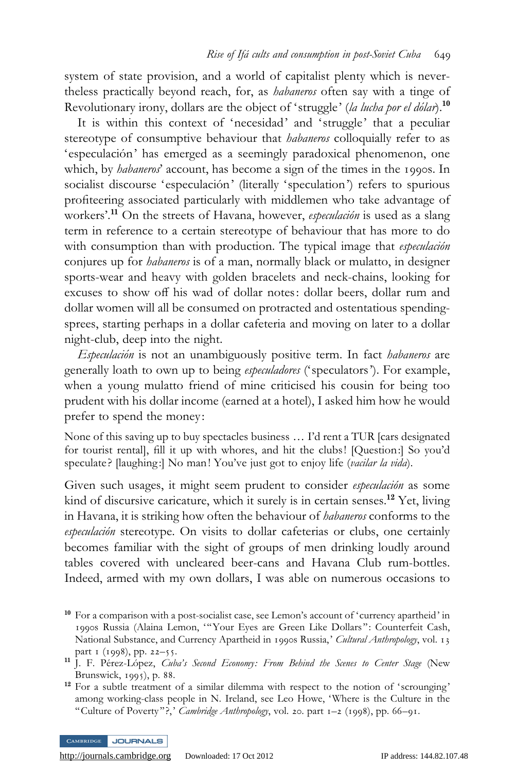system of state provision, and a world of capitalist plenty which is nevertheless practically beyond reach, for, as *habaneros* often say with a tinge of Revolutionary irony, dollars are the object of 'struggle' (*la lucha por el dólar*).[10]

It is within this context of 'necesidad' and 'struggle' that a peculiar stereotype of consumptive behaviour that *habaneros* colloquially refer to as 'especulación' has emerged as a seemingly paradoxical phenomenon, one which, by *habaneros*' account, has become a sign of the times in the 1990s. In socialist discourse 'especulación' (literally 'speculation') refers to spurious profiteering associated particularly with middlemen who take advantage of workers'.[11] On the streets of Havana, however, *especulación* is used as a slang term in reference to a certain stereotype of behaviour that has more to do with consumption than with production. The typical image that *especulación* conjures up for *habaneros* is of a man, normally black or mulatto, in designer sports-wear and heavy with golden bracelets and neck-chains, looking for excuses to show off his wad of dollar notes: dollar beers, dollar rum and dollar women will all be consumed on protracted and ostentatious spending-sprees, starting perhaps in a dollar cafeteria and moving on later to a dollar night-club, deep into the night.

*Especulación* is not an unambiguously positive term. In fact *habaneros* are generally loath to own up to being *especuladores* ('speculators'). For example, when a young mulatto friend of mine criticised his cousin for being too prudent with his dollar income (earned at a hotel), I asked him how he would prefer to spend the money:

> None of this saving up to buy spectacles business ... I'd rent a TUR [cars designated for tourist rental], fill it up with whores, and hit the clubs! [Question:] So you'd speculate? [laughing:] No man! You've just got to enjoy life (*vacilar la vida*).

Given such usages, it might seem prudent to consider *especulación* as some kind of discursive caricature, which it surely is in certain senses.[12] Yet, living in Havana, it is striking how often the behaviour of *habaneros* conforms to the *especulación* stereotype. On visits to dollar cafeterias or clubs, one certainly becomes familiar with the sight of groups of men drinking loudly around tables covered with uncleared beer-cans and Havana Club rum-bottles. Indeed, armed with my own dollars, I was able on numerous occasions to

---

[10] For a comparison with a post-socialist case, see Lemon's account of 'currency apartheid' in 1990s Russia (Alaina Lemon, '"Your Eyes are Green Like Dollars": Counterfeit Cash, National Substance, and Currency Apartheid in 1990s Russia,' *Cultural Anthropology*, vol. 13 part 1 (1998), pp. 22–55.

[11] J. F. Pérez-López, *Cuba's Second Economy: From Behind the Scenes to Center Stage* (New Brunswick, 1995), p. 88.

[12] For a subtle treatment of a similar dilemma with respect to the notion of 'scrounging' among working-class people in N. Ireland, see Leo Howe, 'Where is the Culture in the "Culture of Poverty"?,' *Cambridge Anthropology*, vol. 20. part 1–2 (1998), pp. 66–91.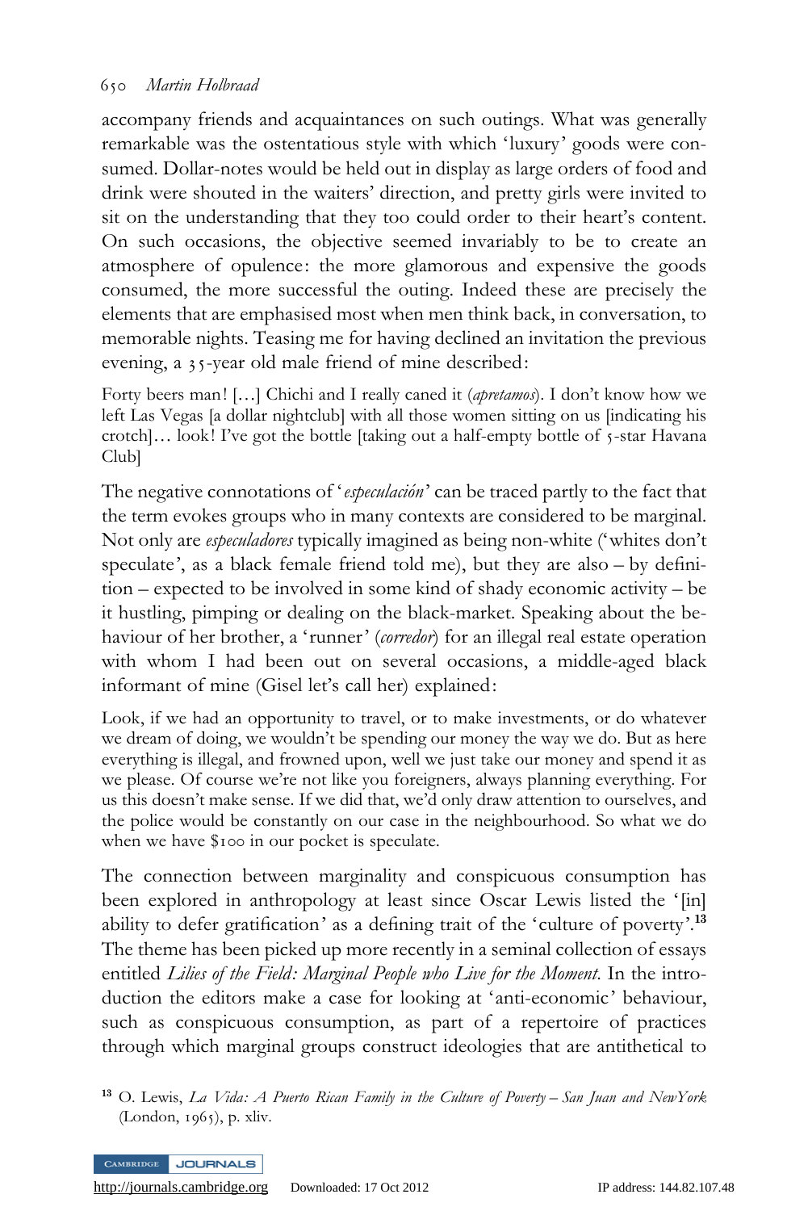accompany friends and acquaintances on such outings. What was generally remarkable was the ostentatious style with which 'luxury' goods were consumed. Dollar-notes would be held out in display as large orders of food and drink were shouted in the waiters' direction, and pretty girls were invited to sit on the understanding that they too could order to their heart's content. On such occasions, the objective seemed invariably to be to create an atmosphere of opulence: the more glamorous and expensive the goods consumed, the more successful the outing. Indeed these are precisely the elements that are emphasised most when men think back, in conversation, to memorable nights. Teasing me for having declined an invitation the previous evening, a 35-year old male friend of mine described:

> Forty beers man! […] Chichi and I really caned it (*apretamos*). I don't know how we left Las Vegas [a dollar nightclub] with all those women sitting on us [indicating his crotch]… look! I've got the bottle [taking out a half-empty bottle of 5-star Havana Club]

The negative connotations of '*especulación*' can be traced partly to the fact that the term evokes groups who in many contexts are considered to be marginal. Not only are *especuladores* typically imagined as being non-white ('whites don't speculate', as a black female friend told me), but they are also – by definition – expected to be involved in some kind of shady economic activity – be it hustling, pimping or dealing on the black-market. Speaking about the behaviour of her brother, a 'runner' (*corredor*) for an illegal real estate operation with whom I had been out on several occasions, a middle-aged black informant of mine (Gisel let's call her) explained:

> Look, if we had an opportunity to travel, or to make investments, or do whatever we dream of doing, we wouldn't be spending our money the way we do. But as here everything is illegal, and frowned upon, well we just take our money and spend it as we please. Of course we're not like you foreigners, always planning everything. For us this doesn't make sense. If we did that, we'd only draw attention to ourselves, and the police would be constantly on our case in the neighbourhood. So what we do when we have $100 in our pocket is speculate.

The connection between marginality and conspicuous consumption has been explored in anthropology at least since Oscar Lewis listed the '[in] ability to defer gratification' as a defining trait of the 'culture of poverty'.[13] The theme has been picked up more recently in a seminal collection of essays entitled *Lilies of the Field: Marginal People who Live for the Moment*. In the introduction the editors make a case for looking at 'anti-economic' behaviour, such as conspicuous consumption, as part of a repertoire of practices through which marginal groups construct ideologies that are antithetical to

[13] O. Lewis, *La Vida: A Puerto Rican Family in the Culture of Poverty – San Juan and New York* (London, 1965), p. xliv.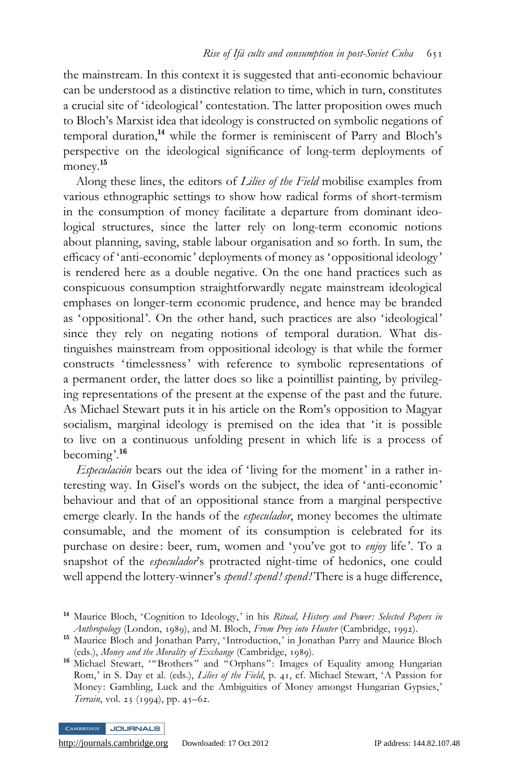the mainstream. In this context it is suggested that anti-economic behaviour can be understood as a distinctive relation to time, which in turn, constitutes a crucial site of 'ideological' contestation. The latter proposition owes much to Bloch's Marxist idea that ideology is constructed on symbolic negations of temporal duration,[14] while the former is reminiscent of Parry and Bloch's perspective on the ideological significance of long-term deployments of money.[15]

Along these lines, the editors of *Lilies of the Field* mobilise examples from various ethnographic settings to show how radical forms of short-termism in the consumption of money facilitate a departure from dominant ideological structures, since the latter rely on long-term economic notions about planning, saving, stable labour organisation and so forth. In sum, the efficacy of 'anti-economic' deployments of money as 'oppositional ideology' is rendered here as a double negative. On the one hand practices such as conspicuous consumption straightforwardly negate mainstream ideological emphases on longer-term economic prudence, and hence may be branded as 'oppositional'. On the other hand, such practices are also 'ideological' since they rely on negating notions of temporal duration. What distinguishes mainstream from oppositional ideology is that while the former constructs 'timelessness' with reference to symbolic representations of a permanent order, the latter does so like a pointillist painting, by privileging representations of the present at the expense of the past and the future. As Michael Stewart puts it in his article on the Rom's opposition to Magyar socialism, marginal ideology is premised on the idea that 'it is possible to live on a continuous unfolding present in which life is a process of becoming'.[16]

*Especulación* bears out the idea of 'living for the moment' in a rather interesting way. In Gisel's words on the subject, the idea of 'anti-economic' behaviour and that of an oppositional stance from a marginal perspective emerge clearly. In the hands of the *especulador*, money becomes the ultimate consumable, and the moment of its consumption is celebrated for its purchase on desire: beer, rum, women and 'you've got to *enjoy* life'. To a snapshot of the *especulador*'s protracted night-time of hedonics, one could well append the lottery-winner's *spend! spend! spend!* There is a huge difference,

---

[14] Maurice Bloch, 'Cognition to Ideology,' in his *Ritual, History and Power: Selected Papers in Anthropology* (London, 1989), and M. Bloch, *From Prey into Hunter* (Cambridge, 1992).

[15] Maurice Bloch and Jonathan Parry, 'Introduction,' in Jonathan Parry and Maurice Bloch (eds.), *Money and the Morality of Exchange* (Cambridge, 1989).

[16] Michael Stewart, '"Brothers" and "Orphans": Images of Equality among Hungarian Rom,' in S. Day et al. (eds.), *Lilies of the Field*, p. 41, cf. Michael Stewart, 'A Passion for Money: Gambling, Luck and the Ambiguities of Money amongst Hungarian Gypsies,' *Terrain*, vol. 23 (1994), pp. 45–62.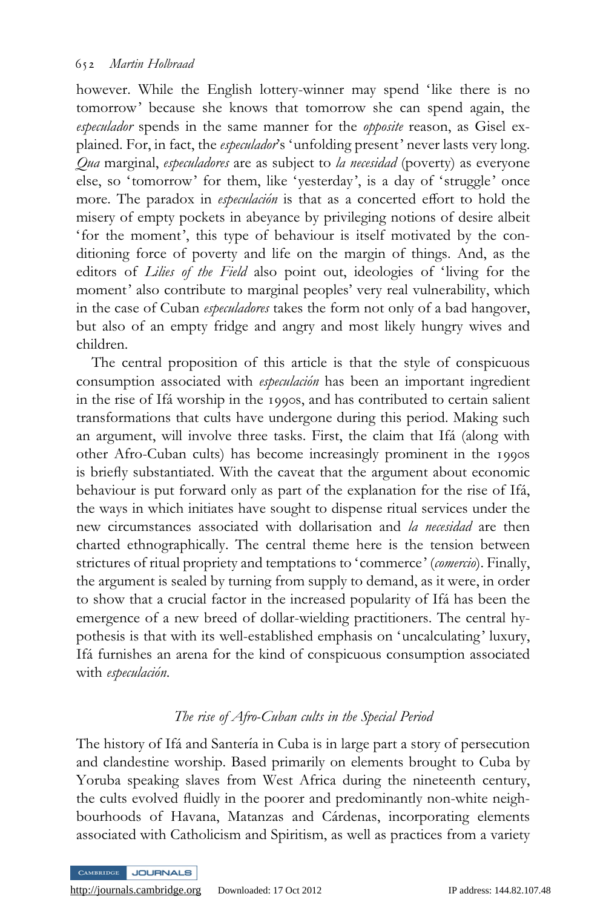however. While the English lottery-winner may spend 'like there is no tomorrow' because she knows that tomorrow she can spend again, the *especulador* spends in the same manner for the *opposite* reason, as Gisel explained. For, in fact, the *especulador*'s 'unfolding present' never lasts very long. *Qua* marginal, *especuladores* are as subject to *la necesidad* (poverty) as everyone else, so 'tomorrow' for them, like 'yesterday', is a day of 'struggle' once more. The paradox in *especulación* is that as a concerted effort to hold the misery of empty pockets in abeyance by privileging notions of desire albeit 'for the moment', this type of behaviour is itself motivated by the conditioning force of poverty and life on the margin of things. And, as the editors of *Lilies of the Field* also point out, ideologies of 'living for the moment' also contribute to marginal peoples' very real vulnerability, which in the case of Cuban *especuladores* takes the form not only of a bad hangover, but also of an empty fridge and angry and most likely hungry wives and children.

The central proposition of this article is that the style of conspicuous consumption associated with *especulación* has been an important ingredient in the rise of Ifá worship in the 1990s, and has contributed to certain salient transformations that cults have undergone during this period. Making such an argument, will involve three tasks. First, the claim that Ifá (along with other Afro-Cuban cults) has become increasingly prominent in the 1990s is briefly substantiated. With the caveat that the argument about economic behaviour is put forward only as part of the explanation for the rise of Ifá, the ways in which initiates have sought to dispense ritual services under the new circumstances associated with dollarisation and *la necesidad* are then charted ethnographically. The central theme here is the tension between strictures of ritual propriety and temptations to 'commerce' (*comercio*). Finally, the argument is sealed by turning from supply to demand, as it were, in order to show that a crucial factor in the increased popularity of Ifá has been the emergence of a new breed of dollar-wielding practitioners. The central hypothesis is that with its well-established emphasis on 'uncalculating' luxury, Ifá furnishes an arena for the kind of conspicuous consumption associated with *especulación*.

## *The rise of Afro-Cuban cults in the Special Period*

The history of Ifá and Santería in Cuba is in large part a story of persecution and clandestine worship. Based primarily on elements brought to Cuba by Yoruba speaking slaves from West Africa during the nineteenth century, the cults evolved fluidly in the poorer and predominantly non-white neighbourhoods of Havana, Matanzas and Cárdenas, incorporating elements associated with Catholicism and Spiritism, as well as practices from a variety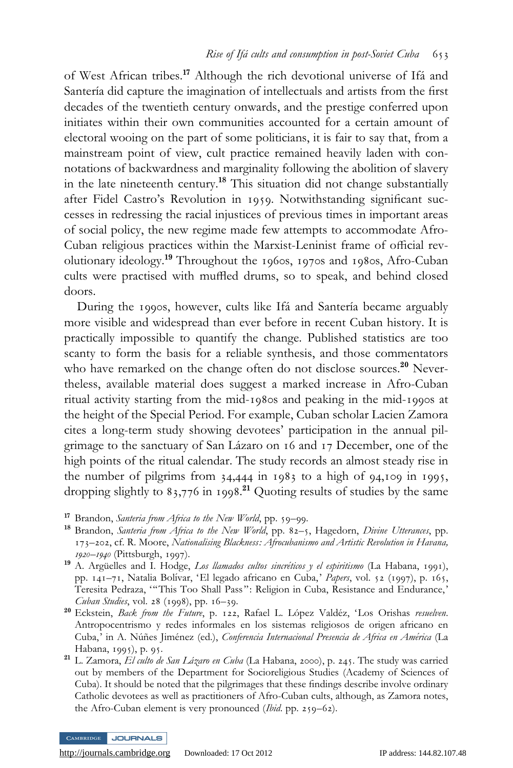of West African tribes.[17] Although the rich devotional universe of Ifá and Santería did capture the imagination of intellectuals and artists from the first decades of the twentieth century onwards, and the prestige conferred upon initiates within their own communities accounted for a certain amount of electoral wooing on the part of some politicians, it is fair to say that, from a mainstream point of view, cult practice remained heavily laden with connotations of backwardness and marginality following the abolition of slavery in the late nineteenth century.[18] This situation did not change substantially after Fidel Castro's Revolution in 1959. Notwithstanding significant successes in redressing the racial injustices of previous times in important areas of social policy, the new regime made few attempts to accommodate Afro-Cuban religious practices within the Marxist-Leninist frame of official revolutionary ideology.[19] Throughout the 1960s, 1970s and 1980s, Afro-Cuban cults were practised with muffled drums, so to speak, and behind closed doors.

During the 1990s, however, cults like Ifá and Santería became arguably more visible and widespread than ever before in recent Cuban history. It is practically impossible to quantify the change. Published statistics are too scanty to form the basis for a reliable synthesis, and those commentators who have remarked on the change often do not disclose sources.[20] Nevertheless, available material does suggest a marked increase in Afro-Cuban ritual activity starting from the mid-1980s and peaking in the mid-1990s at the height of the Special Period. For example, Cuban scholar Lacien Zamora cites a long-term study showing devotees' participation in the annual pilgrimage to the sanctuary of San Lázaro on 16 and 17 December, one of the high points of the ritual calendar. The study records an almost steady rise in the number of pilgrims from 34,444 in 1983 to a high of 94,109 in 1995, dropping slightly to 83,776 in 1998.[21] Quoting results of studies by the same

[17] Brandon, *Santeria from Africa to the New World*, pp. 59–99.

[18] Brandon, *Santeria from Africa to the New World*, pp. 82–5, Hagedorn, *Divine Utterances*, pp. 173–202, cf. R. Moore, *Nationalising Blackness: Afrocubanismo and Artistic Revolution in Havana, 1920–1940* (Pittsburgh, 1997).

[19] A. Argüelles and I. Hodge, *Los llamados cultos sincréticos y el espiritismo* (La Habana, 1991), pp. 141–71, Natalia Bolívar, 'El legado africano en Cuba,' *Papers*, vol. 52 (1997), p. 165, Teresita Pedraza, '"This Too Shall Pass": Religion in Cuba, Resistance and Endurance,' *Cuban Studies*, vol. 28 (1998), pp. 16–39.

[20] Eckstein, *Back from the Future*, p. 122, Rafael L. López Valdéz, 'Los Orishas *resuelven*. Antropocentrismo y redes informales en los sistemas religiosos de origen africano en Cuba,' in A. Núñes Jiménez (ed.), *Conferencia Internacional Presencia de Africa en América* (La Habana, 1995), p. 95.

[21] L. Zamora, *El culto de San Lázaro en Cuba* (La Habana, 2000), p. 245. The study was carried out by members of the Department for Socioreligious Studies (Academy of Sciences of Cuba). It should be noted that the pilgrimages that these findings describe involve ordinary Catholic devotees as well as practitioners of Afro-Cuban cults, although, as Zamora notes, the Afro-Cuban element is very pronounced (*Ibid.* pp. 259–62).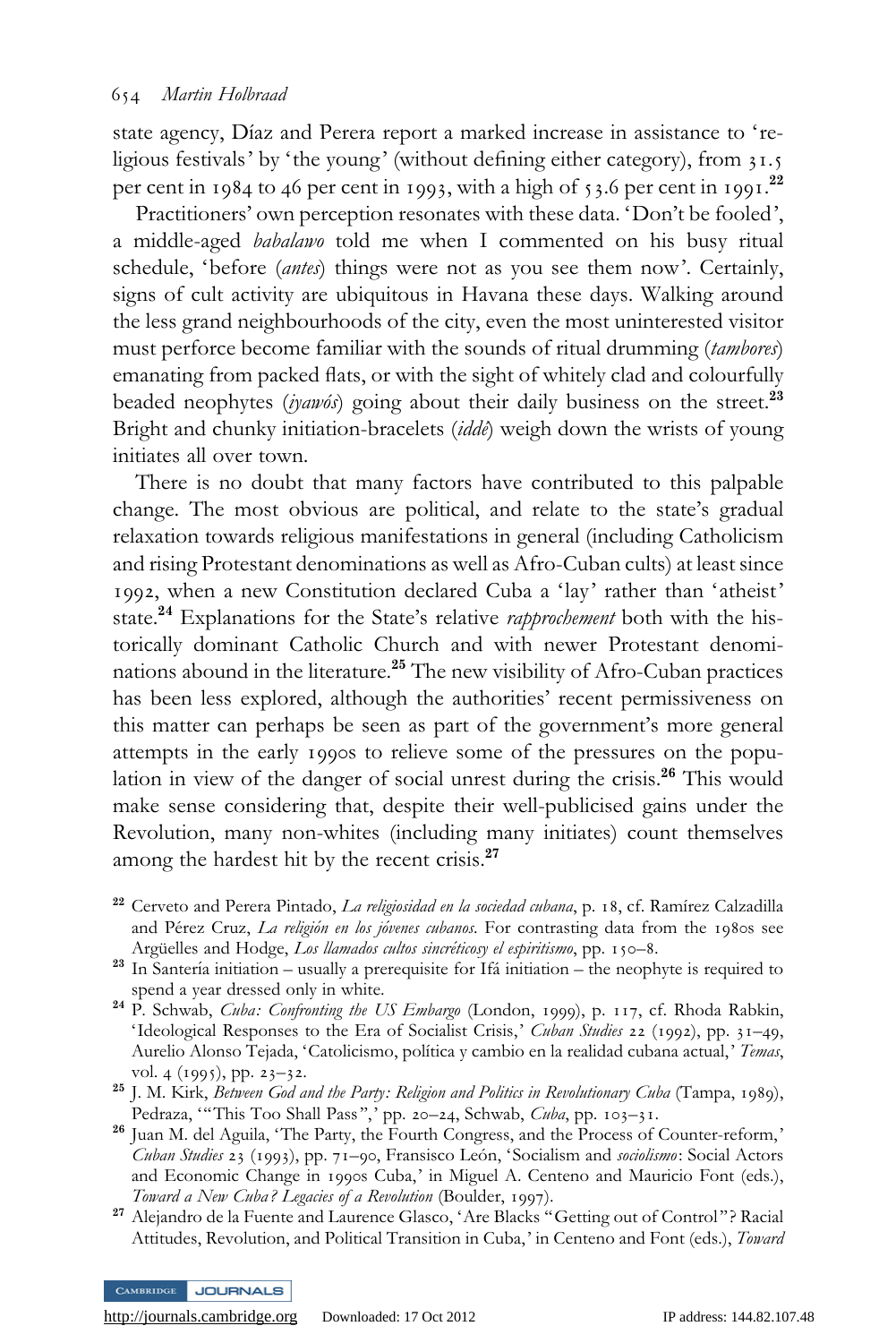state agency, Díaz and Perera report a marked increase in assistance to 'religious festivals' by 'the young' (without defining either category), from 31.5 per cent in 1984 to 46 per cent in 1993, with a high of 53.6 per cent in 1991.[22]

Practitioners' own perception resonates with these data. 'Don't be fooled', a middle-aged *babalawo* told me when I commented on his busy ritual schedule, 'before (*antes*) things were not as you see them now'. Certainly, signs of cult activity are ubiquitous in Havana these days. Walking around the less grand neighbourhoods of the city, even the most uninterested visitor must perforce become familiar with the sounds of ritual drumming (*tambores*) emanating from packed flats, or with the sight of whitely clad and colourfully beaded neophytes (*iyawós*) going about their daily business on the street.[23] Bright and chunky initiation-bracelets (*iddé*) weigh down the wrists of young initiates all over town.

There is no doubt that many factors have contributed to this palpable change. The most obvious are political, and relate to the state's gradual relaxation towards religious manifestations in general (including Catholicism and rising Protestant denominations as well as Afro-Cuban cults) at least since 1992, when a new Constitution declared Cuba a 'lay' rather than 'atheist' state.[24] Explanations for the State's relative *rapprochement* both with the historically dominant Catholic Church and with newer Protestant denominations abound in the literature.[25] The new visibility of Afro-Cuban practices has been less explored, although the authorities' recent permissiveness on this matter can perhaps be seen as part of the government's more general attempts in the early 1990s to relieve some of the pressures on the population in view of the danger of social unrest during the crisis.[26] This would make sense considering that, despite their well-publicised gains under the Revolution, many non-whites (including many initiates) count themselves among the hardest hit by the recent crisis.[27]

[22] Cerveto and Perera Pintado, *La religiosidad en la sociedad cubana*, p. 18, cf. Ramírez Calzadilla and Pérez Cruz, *La religión en los jóvenes cubanos*. For contrasting data from the 1980s see Argüelles and Hodge, *Los llamados cultos sincréticosy el espiritismo*, pp. 150–8.

[23] In Santería initiation – usually a prerequisite for Ifá initiation – the neophyte is required to spend a year dressed only in white.

[24] P. Schwab, *Cuba: Confronting the US Embargo* (London, 1999), p. 117, cf. Rhoda Rabkin, 'Ideological Responses to the Era of Socialist Crisis,' *Cuban Studies* 22 (1992), pp. 31–49, Aurelio Alonso Tejada, 'Catolicismo, política y cambio en la realidad cubana actual,' *Temas*, vol. 4 (1995), pp. 23–32.

[25] J. M. Kirk, *Between God and the Party: Religion and Politics in Revolutionary Cuba* (Tampa, 1989), Pedraza, '"This Too Shall Pass",' pp. 20–24, Schwab, *Cuba*, pp. 103–31.

[26] Juan M. del Aguila, 'The Party, the Fourth Congress, and the Process of Counter-reform,' *Cuban Studies* 23 (1993), pp. 71–90, Fransisco León, 'Socialism and *sociolismo*: Social Actors and Economic Change in 1990s Cuba,' in Miguel A. Centeno and Mauricio Font (eds.), *Toward a New Cuba? Legacies of a Revolution* (Boulder, 1997).

[27] Alejandro de la Fuente and Laurence Glasco, 'Are Blacks "Getting out of Control"? Racial Attitudes, Revolution, and Political Transition in Cuba,' in Centeno and Font (eds.), *Toward*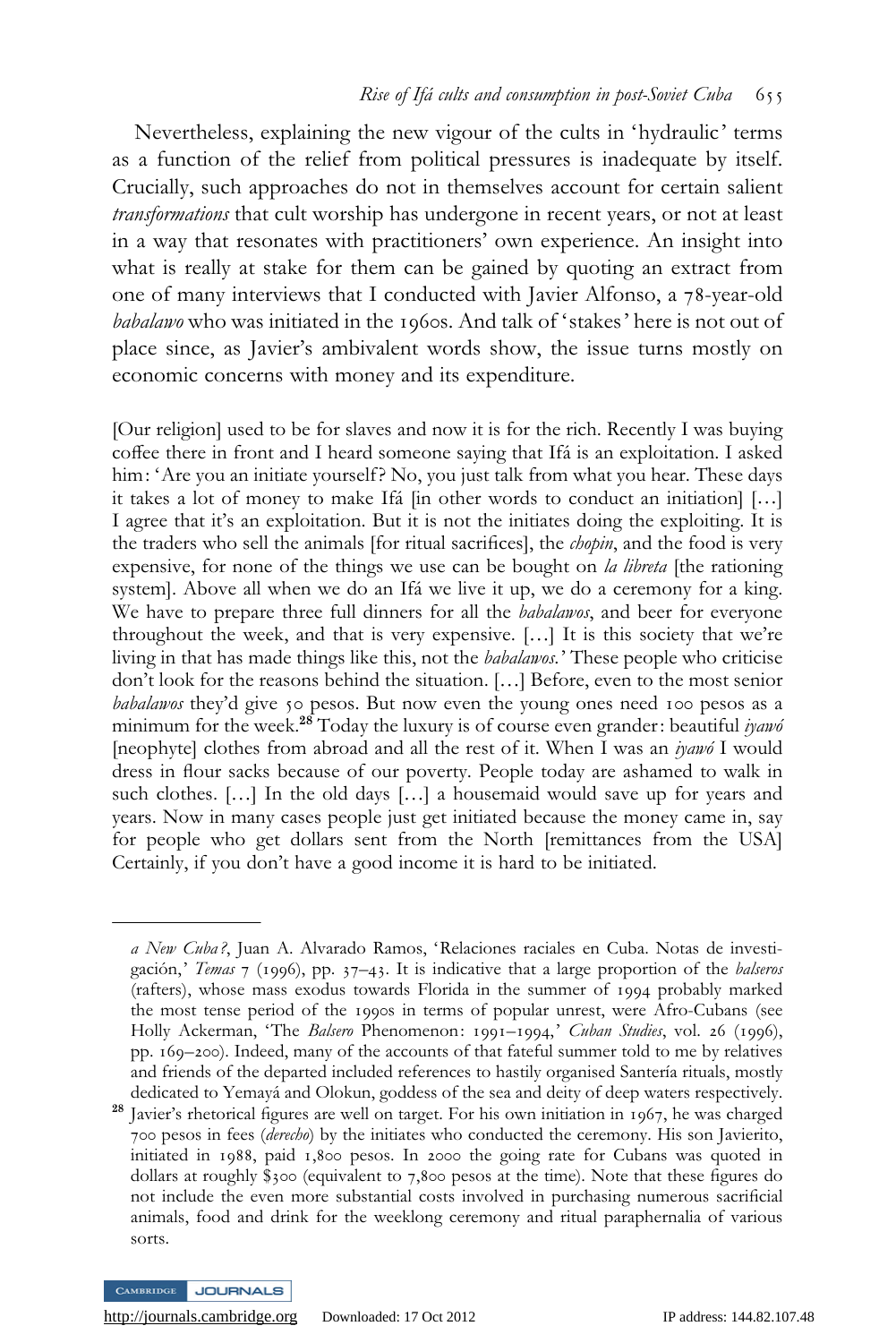Nevertheless, explaining the new vigour of the cults in 'hydraulic' terms as a function of the relief from political pressures is inadequate by itself. Crucially, such approaches do not in themselves account for certain salient *transformations* that cult worship has undergone in recent years, or not at least in a way that resonates with practitioners' own experience. An insight into what is really at stake for them can be gained by quoting an extract from one of many interviews that I conducted with Javier Alfonso, a 78-year-old *babalawo* who was initiated in the 1960s. And talk of 'stakes' here is not out of place since, as Javier's ambivalent words show, the issue turns mostly on economic concerns with money and its expenditure.

[Our religion] used to be for slaves and now it is for the rich. Recently I was buying coffee there in front and I heard someone saying that Ifá is an exploitation. I asked him: 'Are you an initiate yourself? No, you just talk from what you hear. These days it takes a lot of money to make Ifá [in other words to conduct an initiation] [...] I agree that it's an exploitation. But it is not the initiates doing the exploiting. It is the traders who sell the animals [for ritual sacrifices], the *chopin*, and the food is very expensive, for none of the things we use can be bought on *la libreta* [the rationing system]. Above all when we do an Ifá we live it up, we do a ceremony for a king. We have to prepare three full dinners for all the *babalawos*, and beer for everyone throughout the week, and that is very expensive. [...] It is this society that we're living in that has made things like this, not the *babalawos*.' These people who criticise don't look for the reasons behind the situation. [...] Before, even to the most senior *babalawos* they'd give 50 pesos. But now even the young ones need 100 pesos as a minimum for the week.[28] Today the luxury is of course even grander: beautiful *iyawó* [neophyte] clothes from abroad and all the rest of it. When I was an *iyawó* I would dress in flour sacks because of our poverty. People today are ashamed to walk in such clothes. [...] In the old days [...] a housemaid would save up for years and years. Now in many cases people just get initiated because the money came in, say for people who get dollars sent from the North [remittances from the USA] Certainly, if you don't have a good income it is hard to be initiated.

---

*a New Cuba?*, Juan A. Alvarado Ramos, 'Relaciones raciales en Cuba. Notas de investigación,' *Temas* 7 (1996), pp. 37–43. It is indicative that a large proportion of the *balseros* (rafters), whose mass exodus towards Florida in the summer of 1994 probably marked the most tense period of the 1990s in terms of popular unrest, were Afro-Cubans (see Holly Ackerman, 'The *Balsero* Phenomenon: 1991–1994,' *Cuban Studies*, vol. 26 (1996), pp. 169–200). Indeed, many of the accounts of that fateful summer told to me by relatives and friends of the departed included references to hastily organised Santería rituals, mostly dedicated to Yemayá and Olokun, goddess of the sea and deity of deep waters respectively.

[28] Javier's rhetorical figures are well on target. For his own initiation in 1967, he was charged 700 pesos in fees (*derecho*) by the initiates who conducted the ceremony. His son Javierito, initiated in 1988, paid 1,800 pesos. In 2000 the going rate for Cubans was quoted in dollars at roughly \$300 (equivalent to 7,800 pesos at the time). Note that these figures do not include the even more substantial costs involved in purchasing numerous sacrificial animals, food and drink for the weeklong ceremony and ritual paraphernalia of various sorts.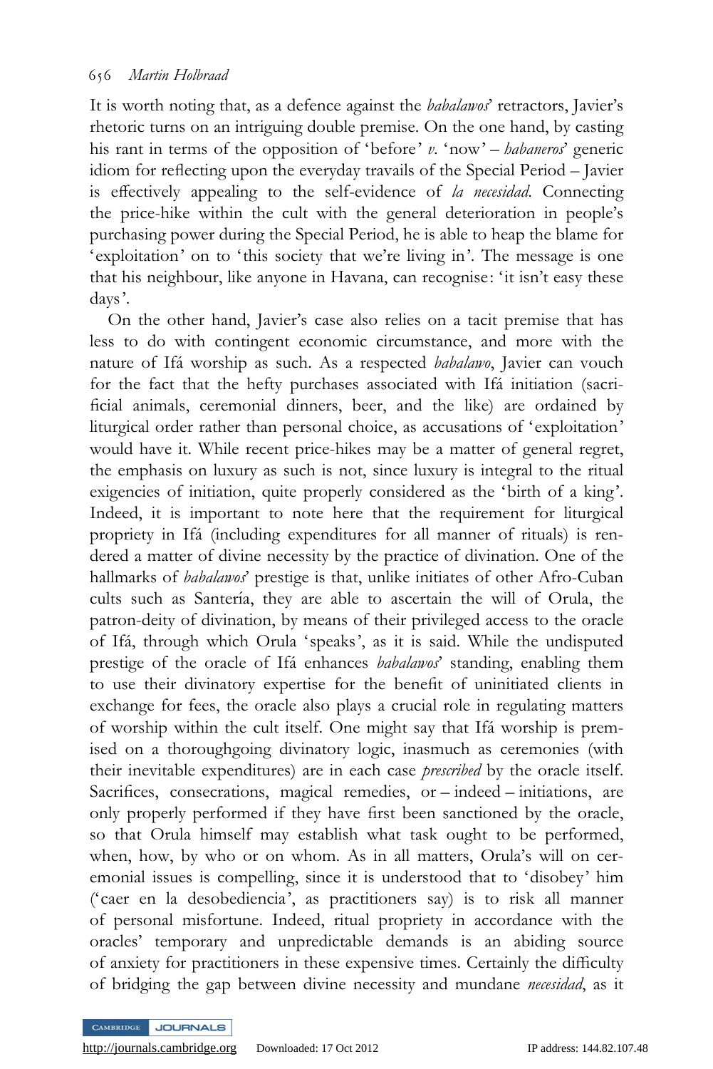It is worth noting that, as a defence against the *babalawos*' retractors, Javier's rhetoric turns on an intriguing double premise. On the one hand, by casting his rant in terms of the opposition of 'before' *v.* 'now' – *habaneros*' generic idiom for reflecting upon the everyday travails of the Special Period – Javier is effectively appealing to the self-evidence of *la necesidad*. Connecting the price-hike within the cult with the general deterioration in people's purchasing power during the Special Period, he is able to heap the blame for 'exploitation' on to 'this society that we're living in'. The message is one that his neighbour, like anyone in Havana, can recognise: 'it isn't easy these days'.

On the other hand, Javier's case also relies on a tacit premise that has less to do with contingent economic circumstance, and more with the nature of Ifá worship as such. As a respected *babalawo*, Javier can vouch for the fact that the hefty purchases associated with Ifá initiation (sacrificial animals, ceremonial dinners, beer, and the like) are ordained by liturgical order rather than personal choice, as accusations of 'exploitation' would have it. While recent price-hikes may be a matter of general regret, the emphasis on luxury as such is not, since luxury is integral to the ritual exigencies of initiation, quite properly considered as the 'birth of a king'. Indeed, it is important to note here that the requirement for liturgical propriety in Ifá (including expenditures for all manner of rituals) is rendered a matter of divine necessity by the practice of divination. One of the hallmarks of *babalawos*' prestige is that, unlike initiates of other Afro-Cuban cults such as Santería, they are able to ascertain the will of Orula, the patron-deity of divination, by means of their privileged access to the oracle of Ifá, through which Orula 'speaks', as it is said. While the undisputed prestige of the oracle of Ifá enhances *babalawos*' standing, enabling them to use their divinatory expertise for the benefit of uninitiated clients in exchange for fees, the oracle also plays a crucial role in regulating matters of worship within the cult itself. One might say that Ifá worship is premised on a thoroughgoing divinatory logic, inasmuch as ceremonies (with their inevitable expenditures) are in each case *prescribed* by the oracle itself. Sacrifices, consecrations, magical remedies, or – indeed – initiations, are only properly performed if they have first been sanctioned by the oracle, so that Orula himself may establish what task ought to be performed, when, how, by who or on whom. As in all matters, Orula's will on ceremonial issues is compelling, since it is understood that to 'disobey' him ('caer en la desobediencia', as practitioners say) is to risk all manner of personal misfortune. Indeed, ritual propriety in accordance with the oracles' temporary and unpredictable demands is an abiding source of anxiety for practitioners in these expensive times. Certainly the difficulty of bridging the gap between divine necessity and mundane *necesidad*, as it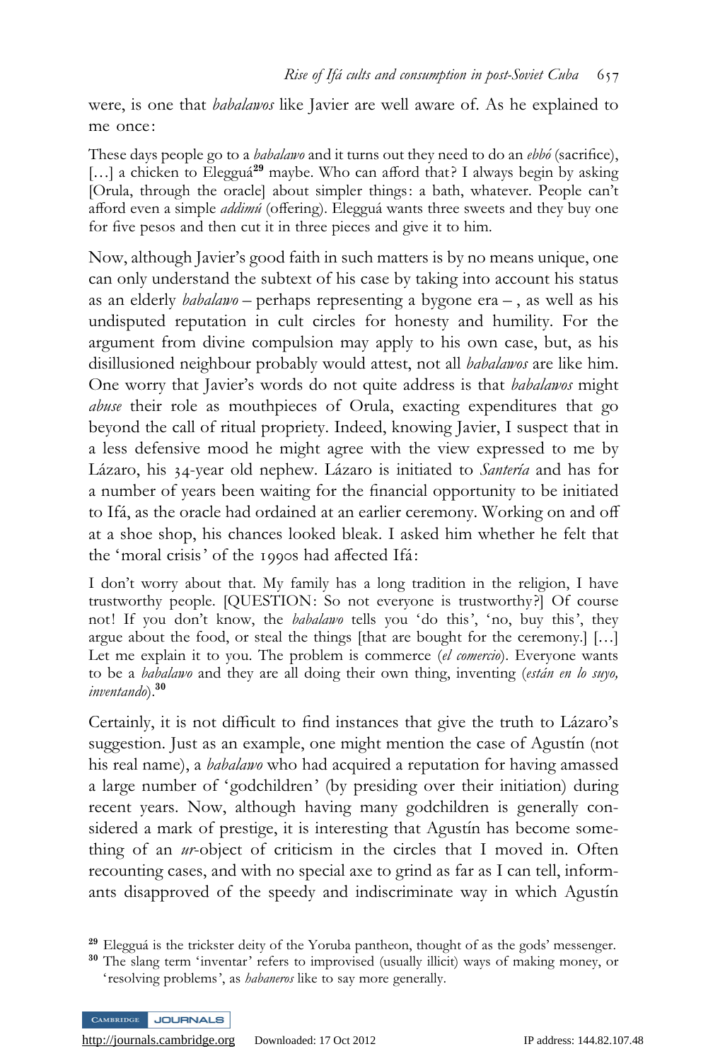were, is one that *babalawos* like Javier are well aware of. As he explained to me once:

These days people go to a *babalawo* and it turns out they need to do an *ebbó* (sacrifice), […] a chicken to Eleggúá[29] maybe. Who can afford that? I always begin by asking [Orula, through the oracle] about simpler things: a bath, whatever. People can't afford even a simple *addimú* (offering). Eleggúá wants three sweets and they buy one for five pesos and then cut it in three pieces and give it to him.

Now, although Javier's good faith in such matters is by no means unique, one can only understand the subtext of his case by taking into account his status as an elderly *babalawo* – perhaps representing a bygone era – , as well as his undisputed reputation in cult circles for honesty and humility. For the argument from divine compulsion may apply to his own case, but, as his disillusioned neighbour probably would attest, not all *babalawos* are like him. One worry that Javier's words do not quite address is that *babalawos* might *abuse* their role as mouthpieces of Orula, exacting expenditures that go beyond the call of ritual propriety. Indeed, knowing Javier, I suspect that in a less defensive mood he might agree with the view expressed to me by Lázaro, his 34-year old nephew. Lázaro is initiated to *Santería* and has for a number of years been waiting for the financial opportunity to be initiated to Ifá, as the oracle had ordained at an earlier ceremony. Working on and off at a shoe shop, his chances looked bleak. I asked him whether he felt that the 'moral crisis' of the 1990s had affected Ifá:

I don't worry about that. My family has a long tradition in the religion, I have trustworthy people. [QUESTION: So not everyone is trustworthy?] Of course not! If you don't know, the *babalawo* tells you 'do this', 'no, buy this', they argue about the food, or steal the things [that are bought for the ceremony.] […] Let me explain it to you. The problem is commerce (*el comercio*). Everyone wants to be a *babalawo* and they are all doing their own thing, inventing (*están en lo suyo, inventando*).[30]

Certainly, it is not difficult to find instances that give the truth to Lázaro's suggestion. Just as an example, one might mention the case of Agustín (not his real name), a *babalawo* who had acquired a reputation for having amassed a large number of 'godchildren' (by presiding over their initiation) during recent years. Now, although having many godchildren is generally considered a mark of prestige, it is interesting that Agustín has become something of an *ur*-object of criticism in the circles that I moved in. Often recounting cases, and with no special axe to grind as far as I can tell, informants disapproved of the speedy and indiscriminate way in which Agustín

[29] Eleggúá is the trickster deity of the Yoruba pantheon, thought of as the gods' messenger.

[30] The slang term 'inventar' refers to improvised (usually illicit) ways of making money, or 'resolving problems', as *habaneros* like to say more generally.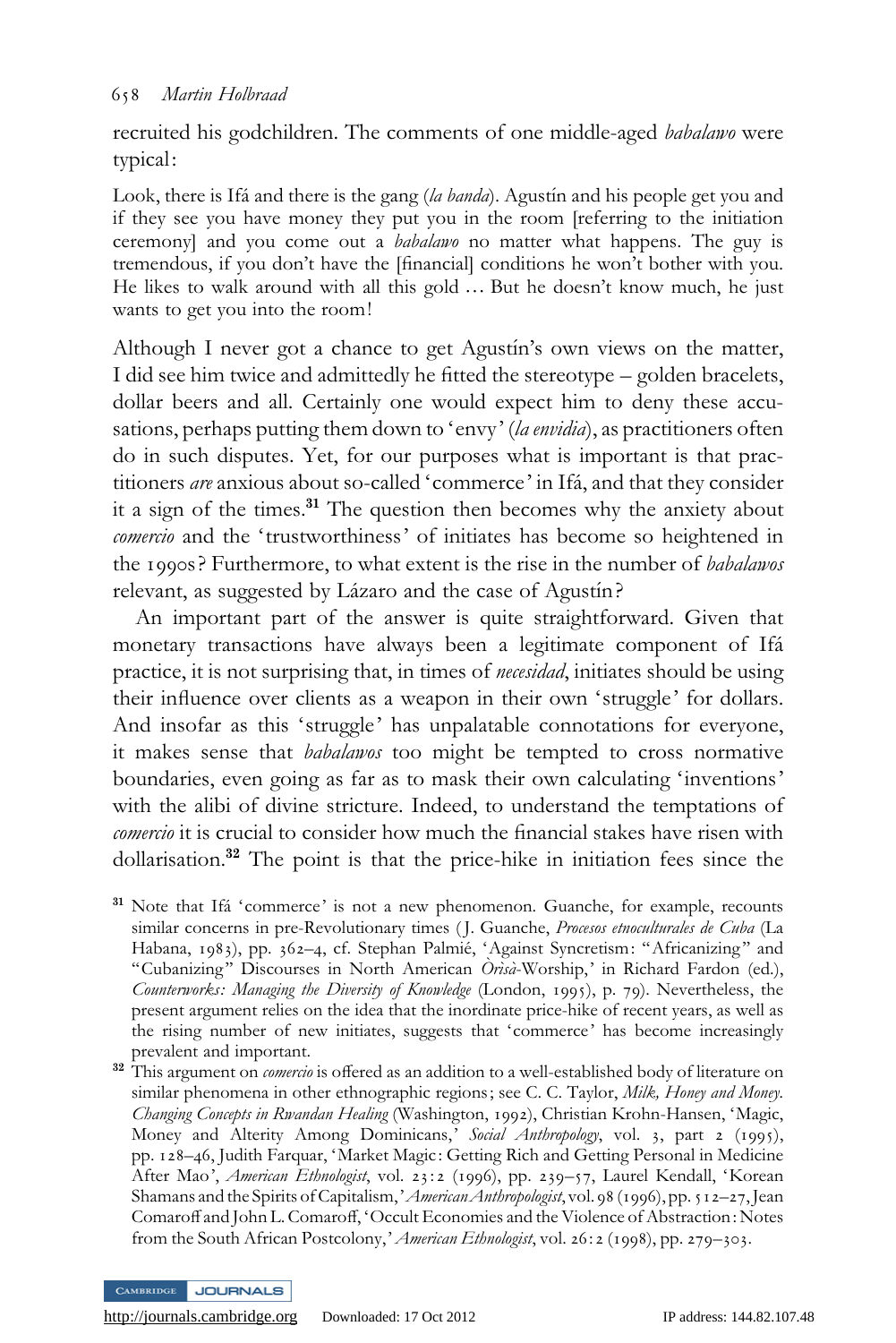recruited his godchildren. The comments of one middle-aged *babalawo* were typical:

> Look, there is Ifá and there is the gang (*la banda*). Agustín and his people get you and if they see you have money they put you in the room [referring to the initiation ceremony] and you come out a *babalawo* no matter what happens. The guy is tremendous, if you don't have the [financial] conditions he won't bother with you. He likes to walk around with all this gold … But he doesn't know much, he just wants to get you into the room!

Although I never got a chance to get Agustín's own views on the matter, I did see him twice and admittedly he fitted the stereotype – golden bracelets, dollar beers and all. Certainly one would expect him to deny these accusations, perhaps putting them down to 'envy' (*la envidia*), as practitioners often do in such disputes. Yet, for our purposes what is important is that practitioners *are* anxious about so-called 'commerce' in Ifá, and that they consider it a sign of the times.[31] The question then becomes why the anxiety about *comercio* and the 'trustworthiness' of initiates has become so heightened in the 1990s? Furthermore, to what extent is the rise in the number of *babalawos* relevant, as suggested by Lázaro and the case of Agustín?

An important part of the answer is quite straightforward. Given that monetary transactions have always been a legitimate component of Ifá practice, it is not surprising that, in times of *necesidad*, initiates should be using their influence over clients as a weapon in their own 'struggle' for dollars. And insofar as this 'struggle' has unpalatable connotations for everyone, it makes sense that *babalawos* too might be tempted to cross normative boundaries, even going as far as to mask their own calculating 'inventions' with the alibi of divine stricture. Indeed, to understand the temptations of *comercio* it is crucial to consider how much the financial stakes have risen with dollarisation.[32] The point is that the price-hike in initiation fees since the

[31] Note that Ifá 'commerce' is not a new phenomenon. Guanche, for example, recounts similar concerns in pre-Revolutionary times (J. Guanche, *Procesos etnoculturales de Cuba* (La Habana, 1983), pp. 362–4, cf. Stephan Palmié, 'Against Syncretism: "Africanizing" and "Cubanizing" Discourses in North American *Òrìsà*-Worship,' in Richard Fardon (ed.), *Counterworks: Managing the Diversity of Knowledge* (London, 1995), p. 79). Nevertheless, the present argument relies on the idea that the inordinate price-hike of recent years, as well as the rising number of new initiates, suggests that 'commerce' has become increasingly prevalent and important.

[32] This argument on *comercio* is offered as an addition to a well-established body of literature on similar phenomena in other ethnographic regions; see C. C. Taylor, *Milk, Honey and Money. Changing Concepts in Rwandan Healing* (Washington, 1992), Christian Krohn-Hansen, 'Magic, Money and Alterity Among Dominicans,' *Social Anthropology*, vol. 3, part 2 (1995), pp. 128–46, Judith Farquar, 'Market Magic: Getting Rich and Getting Personal in Medicine After Mao', *American Ethnologist*, vol. 23:2 (1996), pp. 239–57, Laurel Kendall, 'Korean Shamans and the Spirits of Capitalism,' *American Anthropologist*, vol. 98 (1996), pp. 512–27, Jean Comaroff and John L. Comaroff, 'Occult Economies and the Violence of Abstraction: Notes from the South African Postcolony,' *American Ethnologist*, vol. 26:2 (1998), pp. 279–303.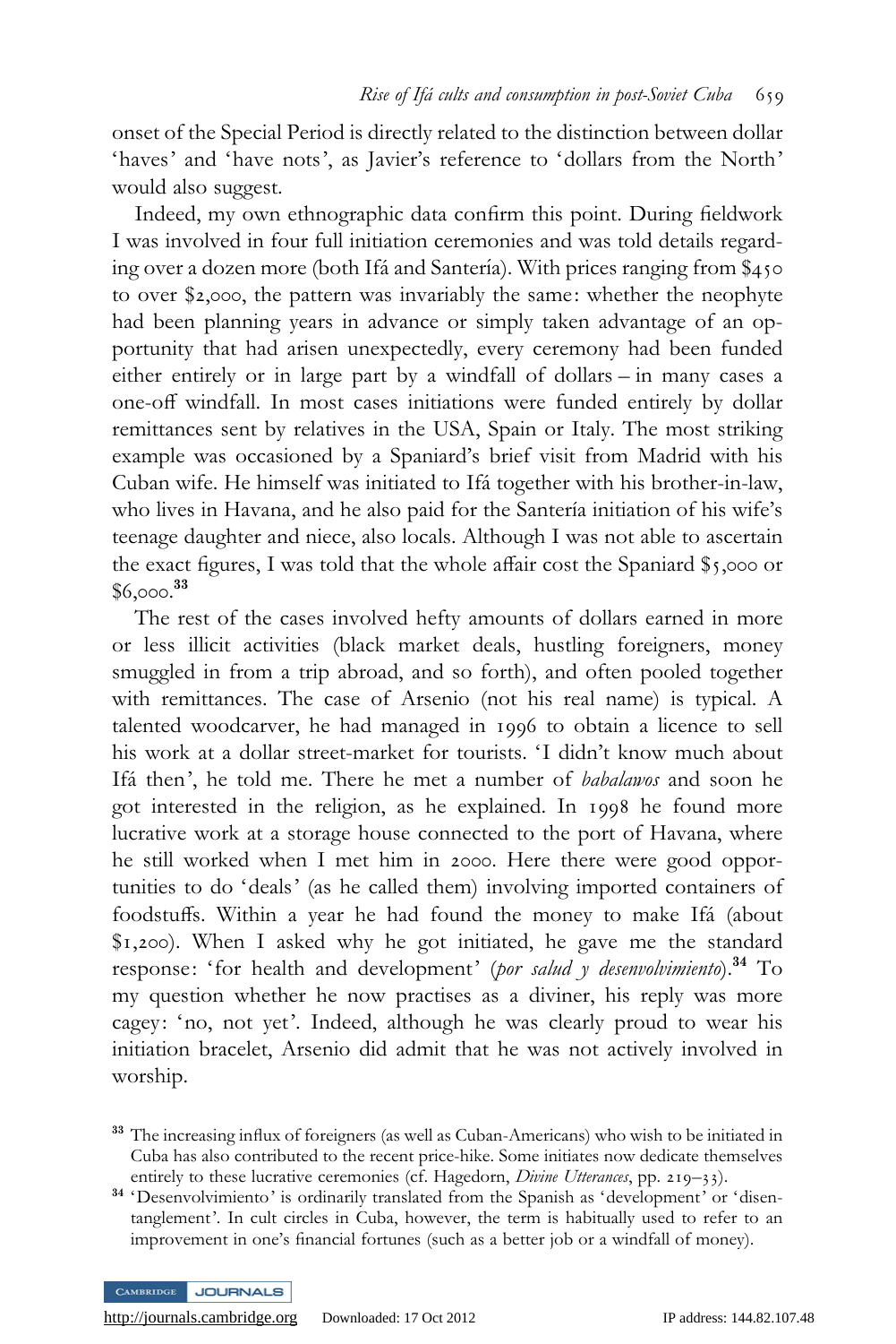onset of the Special Period is directly related to the distinction between dollar 'haves' and 'have nots', as Javier's reference to 'dollars from the North' would also suggest.

Indeed, my own ethnographic data confirm this point. During fieldwork I was involved in four full initiation ceremonies and was told details regarding over a dozen more (both Ifá and Santería). With prices ranging from $450 to over $2,000, the pattern was invariably the same: whether the neophyte had been planning years in advance or simply taken advantage of an opportunity that had arisen unexpectedly, every ceremony had been funded either entirely or in large part by a windfall of dollars – in many cases a one-off windfall. In most cases initiations were funded entirely by dollar remittances sent by relatives in the USA, Spain or Italy. The most striking example was occasioned by a Spaniard's brief visit from Madrid with his Cuban wife. He himself was initiated to Ifá together with his brother-in-law, who lives in Havana, and he also paid for the Santería initiation of his wife's teenage daughter and niece, also locals. Although I was not able to ascertain the exact figures, I was told that the whole affair cost the Spaniard $5,000 or $6,000.[33]

The rest of the cases involved hefty amounts of dollars earned in more or less illicit activities (black market deals, hustling foreigners, money smuggled in from a trip abroad, and so forth), and often pooled together with remittances. The case of Arsenio (not his real name) is typical. A talented woodcarver, he had managed in 1996 to obtain a licence to sell his work at a dollar street-market for tourists. 'I didn't know much about Ifá then', he told me. There he met a number of *babalawos* and soon he got interested in the religion, as he explained. In 1998 he found more lucrative work at a storage house connected to the port of Havana, where he still worked when I met him in 2000. Here there were good opportunities to do 'deals' (as he called them) involving imported containers of foodstuffs. Within a year he had found the money to make Ifá (about $1,200). When I asked why he got initiated, he gave me the standard response: 'for health and development' (*por salud y desenvolvimiento*).[34] To my question whether he now practises as a diviner, his reply was more cagey: 'no, not yet'. Indeed, although he was clearly proud to wear his initiation bracelet, Arsenio did admit that he was not actively involved in worship.

[33] The increasing influx of foreigners (as well as Cuban-Americans) who wish to be initiated in Cuba has also contributed to the recent price-hike. Some initiates now dedicate themselves entirely to these lucrative ceremonies (cf. Hagedorn, *Divine Utterances*, pp. 219–33).

[34] 'Desenvolvimiento' is ordinarily translated from the Spanish as 'development' or 'disentanglement'. In cult circles in Cuba, however, the term is habitually used to refer to an improvement in one's financial fortunes (such as a better job or a windfall of money).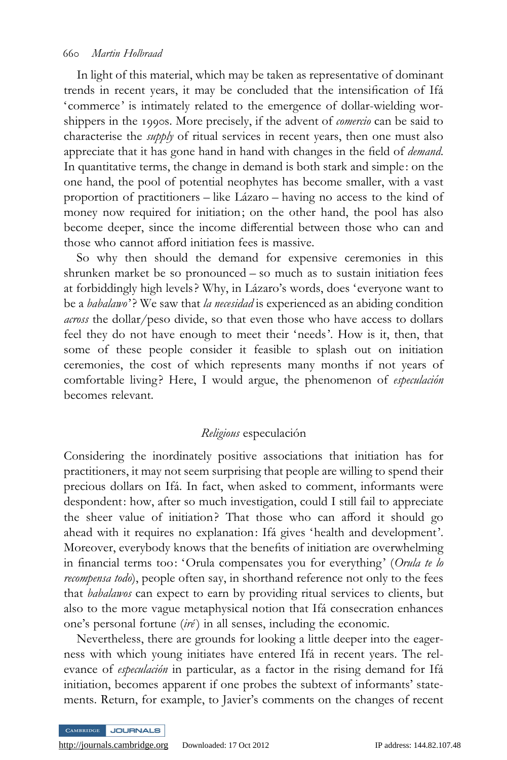In light of this material, which may be taken as representative of dominant trends in recent years, it may be concluded that the intensification of Ifá 'commerce' is intimately related to the emergence of dollar-wielding worshippers in the 1990s. More precisely, if the advent of *comercio* can be said to characterise the *supply* of ritual services in recent years, then one must also appreciate that it has gone hand in hand with changes in the field of *demand*. In quantitative terms, the change in demand is both stark and simple: on the one hand, the pool of potential neophytes has become smaller, with a vast proportion of practitioners – like Lázaro – having no access to the kind of money now required for initiation; on the other hand, the pool has also become deeper, since the income differential between those who can and those who cannot afford initiation fees is massive.

So why then should the demand for expensive ceremonies in this shrunken market be so pronounced – so much as to sustain initiation fees at forbiddingly high levels? Why, in Lázaro's words, does 'everyone want to be a *babalawo*'? We saw that *la necesidad* is experienced as an abiding condition *across* the dollar/peso divide, so that even those who have access to dollars feel they do not have enough to meet their 'needs'. How is it, then, that some of these people consider it feasible to splash out on initiation ceremonies, the cost of which represents many months if not years of comfortable living? Here, I would argue, the phenomenon of *especulación* becomes relevant.

## *Religious* especulación

Considering the inordinately positive associations that initiation has for practitioners, it may not seem surprising that people are willing to spend their precious dollars on Ifá. In fact, when asked to comment, informants were despondent: how, after so much investigation, could I still fail to appreciate the sheer value of initiation? That those who can afford it should go ahead with it requires no explanation: Ifá gives 'health and development'. Moreover, everybody knows that the benefits of initiation are overwhelming in financial terms too: 'Orula compensates you for everything' (*Orula te lo recompensa todo*), people often say, in shorthand reference not only to the fees that *babalawos* can expect to earn by providing ritual services to clients, but also to the more vague metaphysical notion that Ifá consecration enhances one's personal fortune (*iré*) in all senses, including the economic.

Nevertheless, there are grounds for looking a little deeper into the eagerness with which young initiates have entered Ifá in recent years. The relevance of *especulación* in particular, as a factor in the rising demand for Ifá initiation, becomes apparent if one probes the subtext of informants' statements. Return, for example, to Javier's comments on the changes of recent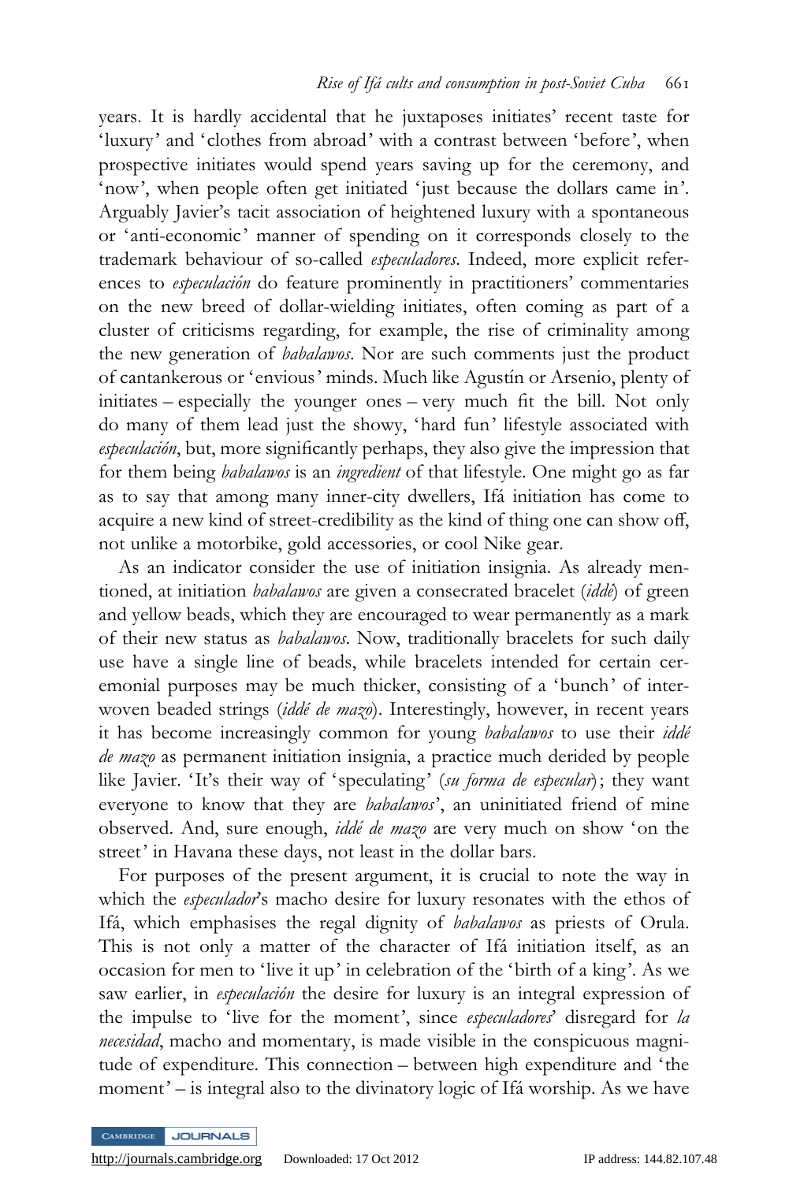years. It is hardly accidental that he juxtaposes initiates' recent taste for 'luxury' and 'clothes from abroad' with a contrast between 'before', when prospective initiates would spend years saving up for the ceremony, and 'now', when people often get initiated 'just because the dollars came in'. Arguably Javier's tacit association of heightened luxury with a spontaneous or 'anti-economic' manner of spending on it corresponds closely to the trademark behaviour of so-called *especuladores*. Indeed, more explicit references to *especulación* do feature prominently in practitioners' commentaries on the new breed of dollar-wielding initiates, often coming as part of a cluster of criticisms regarding, for example, the rise of criminality among the new generation of *babalawos*. Nor are such comments just the product of cantankerous or 'envious' minds. Much like Agustín or Arsenio, plenty of initiates – especially the younger ones – very much fit the bill. Not only do many of them lead just the showy, 'hard fun' lifestyle associated with *especulación*, but, more significantly perhaps, they also give the impression that for them being *babalawos* is an *ingredient* of that lifestyle. One might go as far as to say that among many inner-city dwellers, Ifá initiation has come to acquire a new kind of street-credibility as the kind of thing one can show off, not unlike a motorbike, gold accessories, or cool Nike gear.

As an indicator consider the use of initiation insignia. As already mentioned, at initiation *babalawos* are given a consecrated bracelet (*iddé*) of green and yellow beads, which they are encouraged to wear permanently as a mark of their new status as *babalawos*. Now, traditionally bracelets for such daily use have a single line of beads, while bracelets intended for certain ceremonial purposes may be much thicker, consisting of a 'bunch' of interwoven beaded strings (*iddé de mazo*). Interestingly, however, in recent years it has become increasingly common for young *babalawos* to use their *iddé de mazo* as permanent initiation insignia, a practice much derided by people like Javier. 'It's their way of 'speculating' (*su forma de especular*); they want everyone to know that they are *babalawos*', an uninitiated friend of mine observed. And, sure enough, *iddé de mazo* are very much on show 'on the street' in Havana these days, not least in the dollar bars.

For purposes of the present argument, it is crucial to note the way in which the *especulador*'s macho desire for luxury resonates with the ethos of Ifá, which emphasises the regal dignity of *babalawos* as priests of Orula. This is not only a matter of the character of Ifá initiation itself, as an occasion for men to 'live it up' in celebration of the 'birth of a king'. As we saw earlier, in *especulación* the desire for luxury is an integral expression of the impulse to 'live for the moment', since *especuladores*' disregard for *la necesidad*, macho and momentary, is made visible in the conspicuous magnitude of expenditure. This connection – between high expenditure and 'the moment' – is integral also to the divinatory logic of Ifá worship. As we have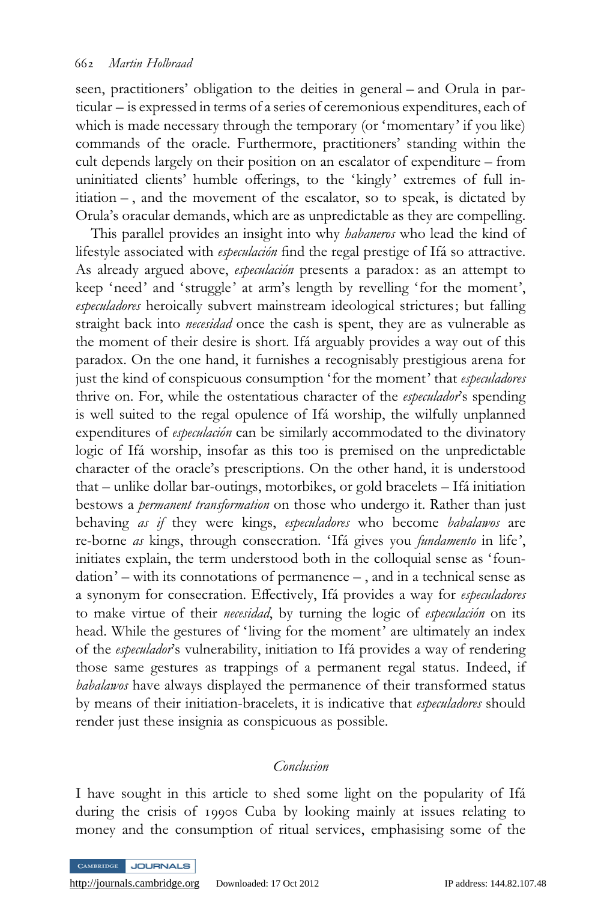seen, practitioners' obligation to the deities in general – and Orula in particular – is expressed in terms of a series of ceremonious expenditures, each of which is made necessary through the temporary (or 'momentary' if you like) commands of the oracle. Furthermore, practitioners' standing within the cult depends largely on their position on an escalator of expenditure – from uninitiated clients' humble offerings, to the 'kingly' extremes of full initiation – , and the movement of the escalator, so to speak, is dictated by Orula's oracular demands, which are as unpredictable as they are compelling.

This parallel provides an insight into why *habaneros* who lead the kind of lifestyle associated with *especulación* find the regal prestige of Ifá so attractive. As already argued above, *especulación* presents a paradox: as an attempt to keep 'need' and 'struggle' at arm's length by revelling 'for the moment', *especuladores* heroically subvert mainstream ideological strictures; but falling straight back into *necesidad* once the cash is spent, they are as vulnerable as the moment of their desire is short. Ifá arguably provides a way out of this paradox. On the one hand, it furnishes a recognisably prestigious arena for just the kind of conspicuous consumption 'for the moment' that *especuladores* thrive on. For, while the ostentatious character of the *especulador*'s spending is well suited to the regal opulence of Ifá worship, the wilfully unplanned expenditures of *especulación* can be similarly accommodated to the divinatory logic of Ifá worship, insofar as this too is premised on the unpredictable character of the oracle's prescriptions. On the other hand, it is understood that – unlike dollar bar-outings, motorbikes, or gold bracelets – Ifá initiation bestows a *permanent transformation* on those who undergo it. Rather than just behaving *as if* they were kings, *especuladores* who become *babalawos* are re-borne *as* kings, through consecration. 'Ifá gives you *fundamento* in life', initiates explain, the term understood both in the colloquial sense as 'foundation' – with its connotations of permanence – , and in a technical sense as a synonym for consecration. Effectively, Ifá provides a way for *especuladores* to make virtue of their *necesidad*, by turning the logic of *especulación* on its head. While the gestures of 'living for the moment' are ultimately an index of the *especulador*'s vulnerability, initiation to Ifá provides a way of rendering those same gestures as trappings of a permanent regal status. Indeed, if *babalawos* have always displayed the permanence of their transformed status by means of their initiation-bracelets, it is indicative that *especuladores* should render just these insignia as conspicuous as possible.

## *Conclusion*

I have sought in this article to shed some light on the popularity of Ifá during the crisis of 1990s Cuba by looking mainly at issues relating to money and the consumption of ritual services, emphasising some of the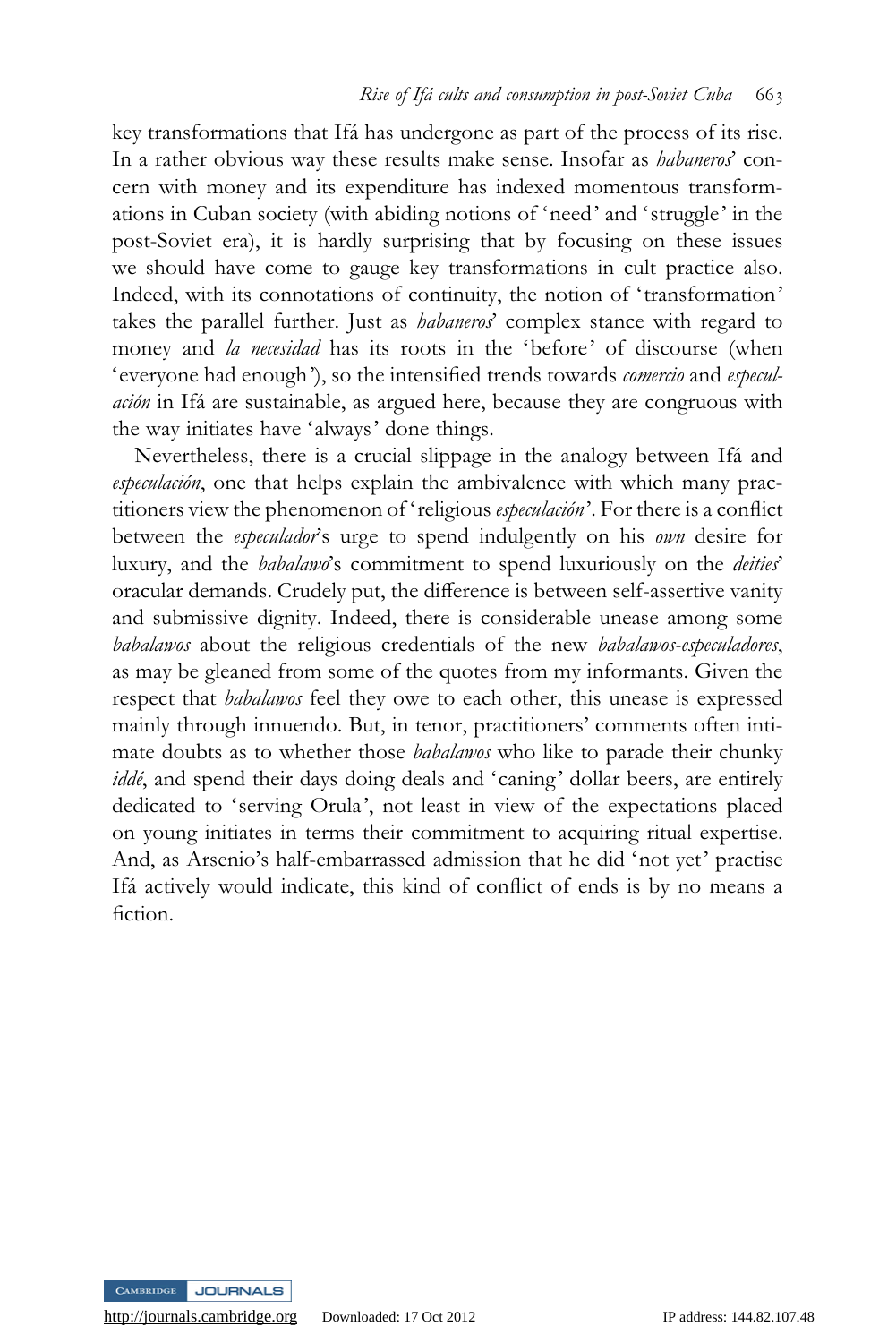key transformations that Ifá has undergone as part of the process of its rise. In a rather obvious way these results make sense. Insofar as *habaneros*' concern with money and its expenditure has indexed momentous transformations in Cuban society (with abiding notions of 'need' and 'struggle' in the post-Soviet era), it is hardly surprising that by focusing on these issues we should have come to gauge key transformations in cult practice also. Indeed, with its connotations of continuity, the notion of 'transformation' takes the parallel further. Just as *habaneros*' complex stance with regard to money and *la necesidad* has its roots in the 'before' of discourse (when 'everyone had enough'), so the intensified trends towards *comercio* and *especulación* in Ifá are sustainable, as argued here, because they are congruous with the way initiates have 'always' done things.

Nevertheless, there is a crucial slippage in the analogy between Ifá and *especulación*, one that helps explain the ambivalence with which many practitioners view the phenomenon of 'religious *especulación*'. For there is a conflict between the *especulador*'s urge to spend indulgently on his *own* desire for luxury, and the *babalawo*'s commitment to spend luxuriously on the *deities*' oracular demands. Crudely put, the difference is between self-assertive vanity and submissive dignity. Indeed, there is considerable unease among some *babalawos* about the religious credentials of the new *babalawos-especuladores*, as may be gleaned from some of the quotes from my informants. Given the respect that *babalawos* feel they owe to each other, this unease is expressed mainly through innuendo. But, in tenor, practitioners' comments often intimate doubts as to whether those *babalawos* who like to parade their chunky *iddé*, and spend their days doing deals and 'caning' dollar beers, are entirely dedicated to 'serving Orula', not least in view of the expectations placed on young initiates in terms their commitment to acquiring ritual expertise. And, as Arsenio's half-embarrassed admission that he did 'not yet' practise Ifá actively would indicate, this kind of conflict of ends is by no means a fiction.